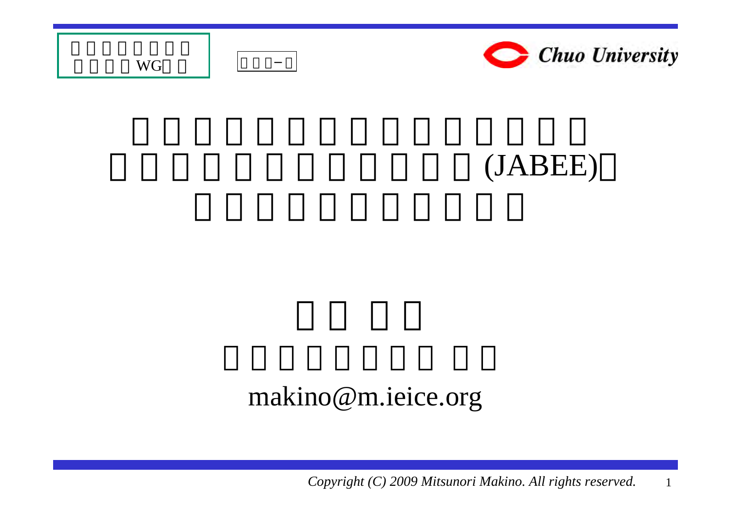WG

# (JABEE)

makino@m.ieice.org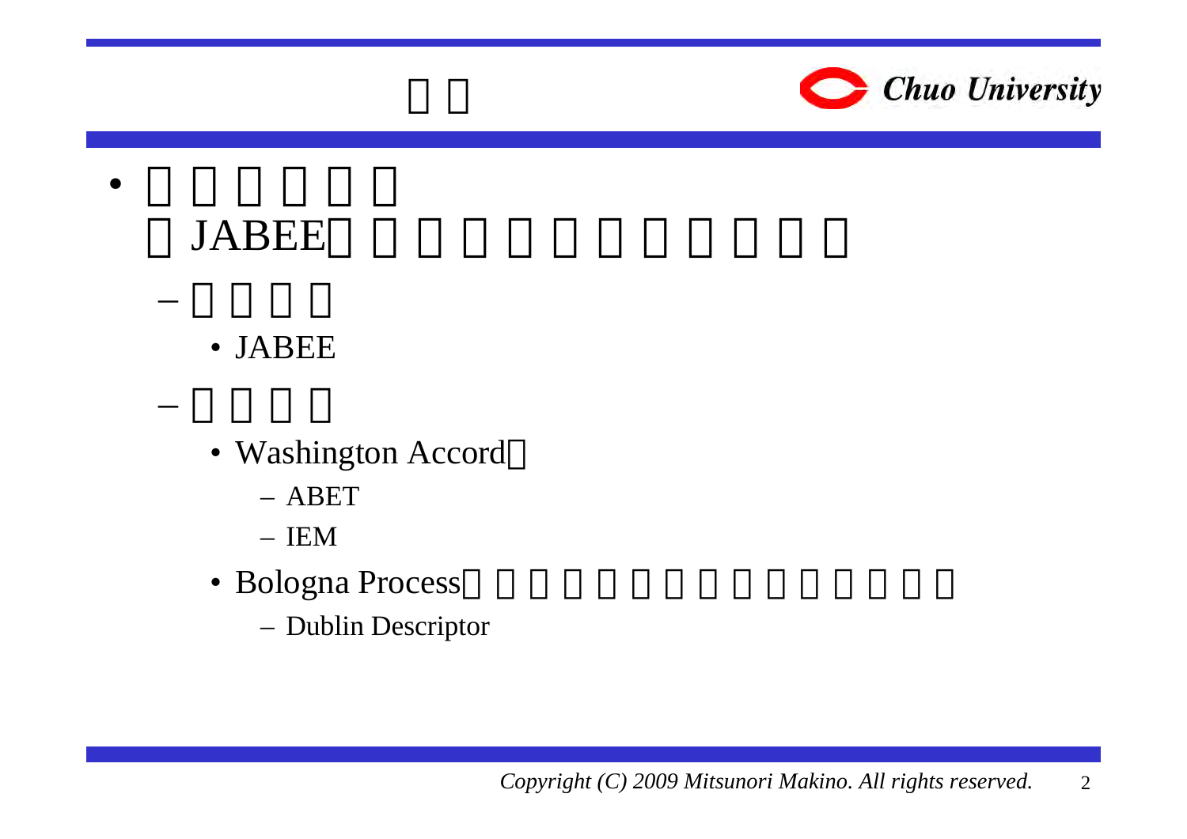- JABEE
  - JABEE
  - Washington Accord
    - ABET
    - IEM
  - Bologna Process
    - Dublin Descriptor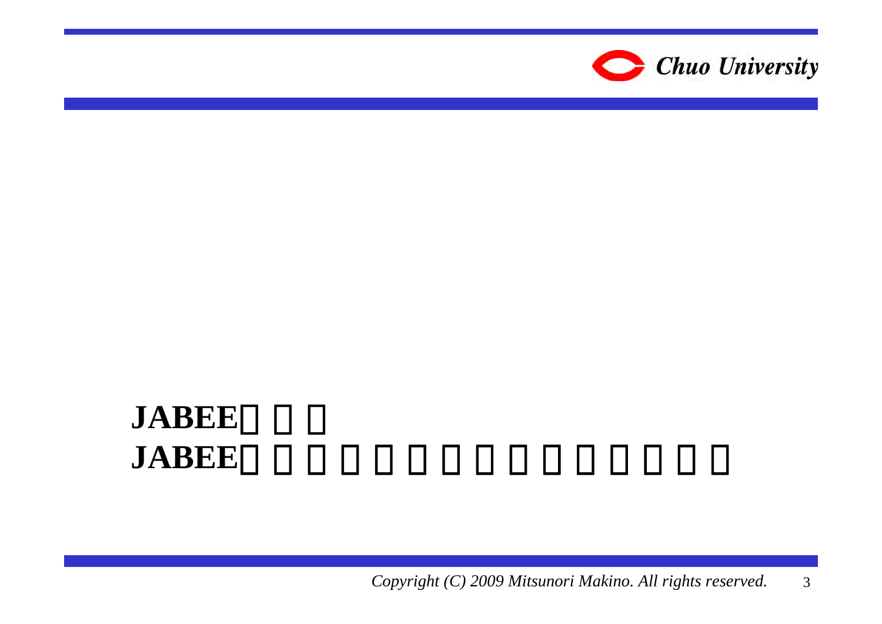**JABEE**

**JABEE**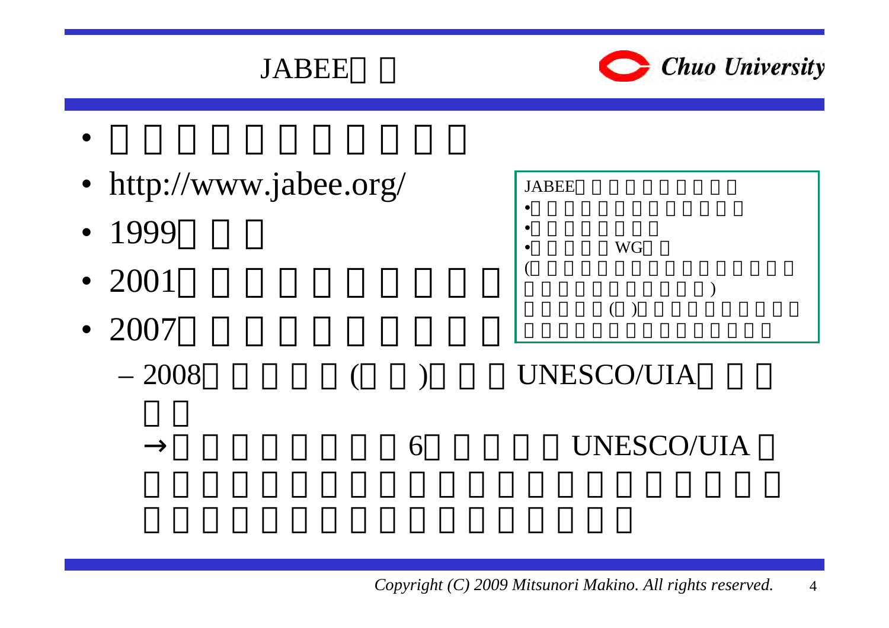# JABEE

- http://www.jabee.org/
- 1999
- 2001
- 2007
  - 2008 ( ) UNESCO/UIA

    → 6 UNESCO/UIA

JABEE

- 
- 
- WG

( )

( )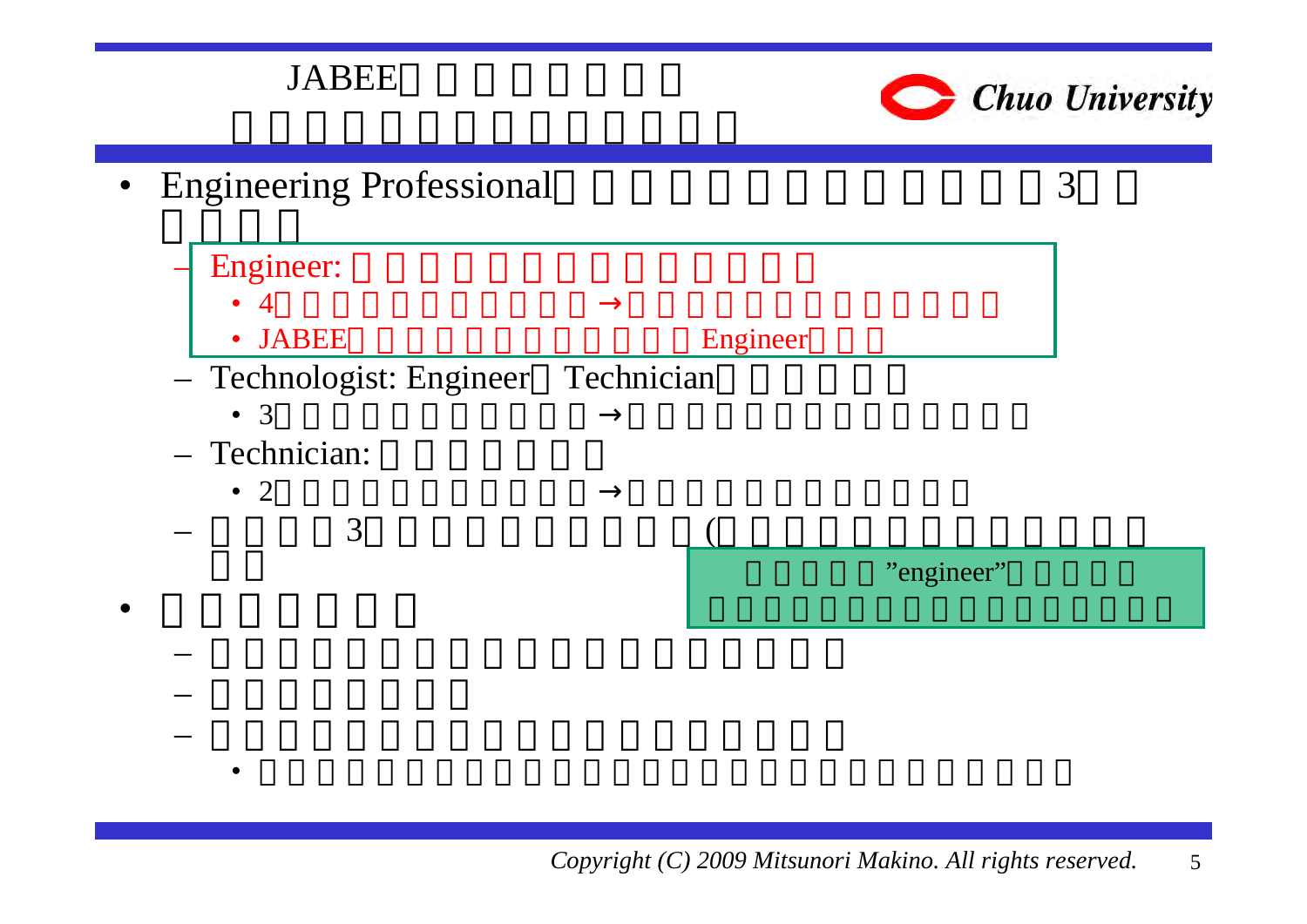# JABEE

- Engineering Professional 3
  - Engineer:
    - 4 →
    - JABEE Engineer
  - Technologist: Engineer Technician
    - 3 →
  - Technician:
    - 2 →
  - 3 (

"engineer"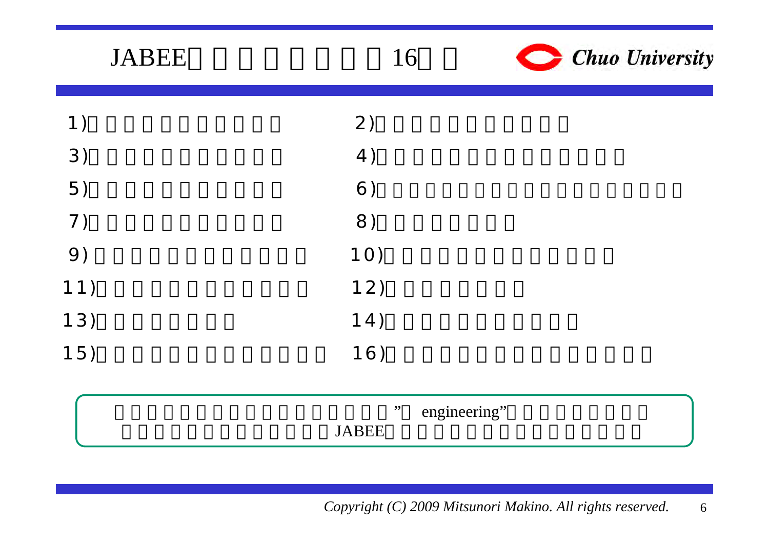# JABEE 16

1)

2)

3)

4)

5)

6)

7)

8)

9)

10)

11)

12)

13)

14)

15)

16)

” engineering”

JABEE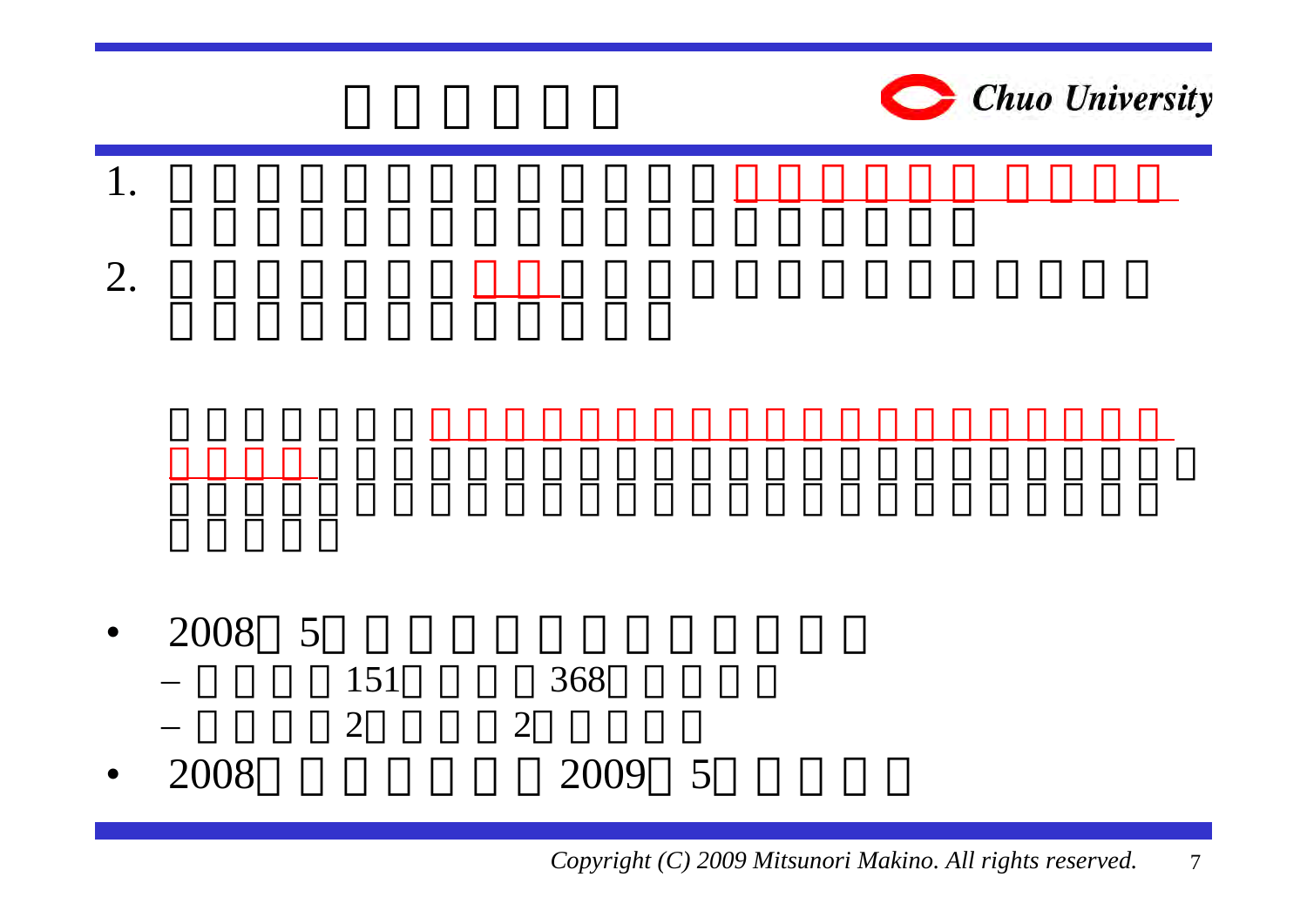1.

2.

- 2008 5
  - 151 368
  - 2 2
- 2008 2009 5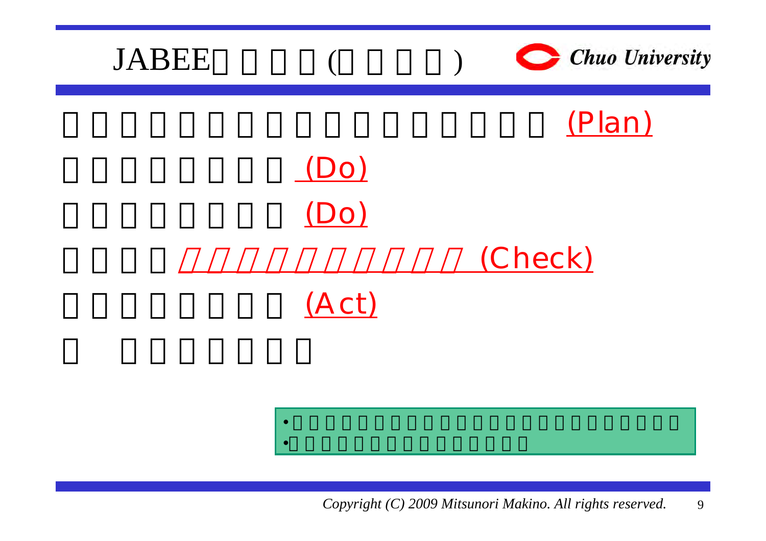# JABEE

(Plan)

(Do)

(Do)

(Check)

(Act)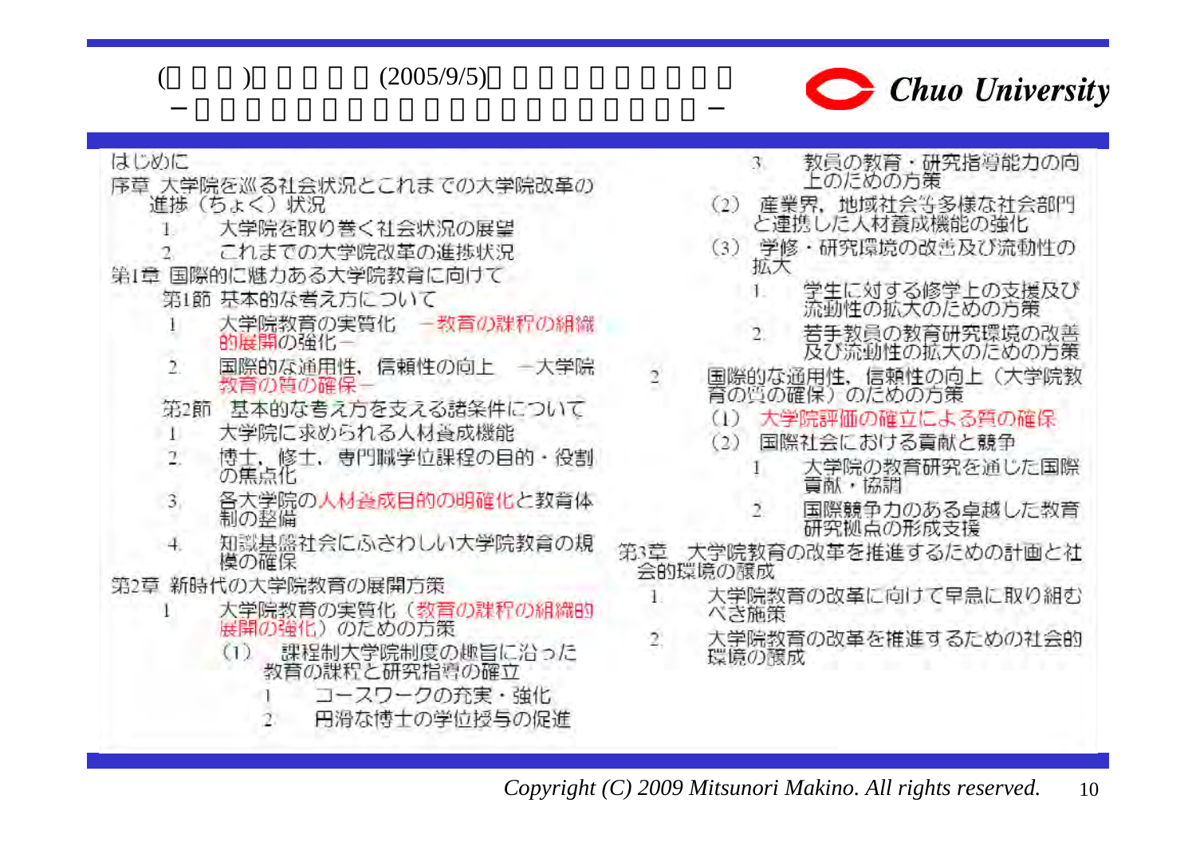(　　　)　　　　　(2005/9/5)

はじめに

序章 大学院を巡る社会状況とこれまでの大学院改革の進捗（ちょく）状況

1. 大学院を取り巻く社会状況の展望
2. これまでの大学院改革の進捗状況

第1章 国際的に魅力ある大学院教育に向けて

第1節 基本的な考え方について

1. 大学院教育の実質化 －教育の課程の組織的展開の強化－
2. 国際的な通用性、信頼性の向上 －大学院教育の質の確保－

第2節 基本的な考え方を支える諸条件について

1. 大学院に求められる人材養成機能
2. 博士、修士、専門職学位課程の目的・役割の焦点化
3. 各大学院の人材養成目的の明確化と教育体制の整備
4. 知識基盤社会にふさわしい大学院教育の規模の確保

第2章 新時代の大学院教育の展開方策

1. 大学院教育の実質化（教育の課程の組織的展開の強化）のための方策
   - (1) 課程制大学院制度の趣旨に沿った教育の課程と研究指導の確立
     1. コースワークの充実・強化
     2. 円滑な博士の学位授与の促進
     3. 教員の教育・研究指導能力の向上のための方策
   - (2) 産業界、地域社会等多様な社会部門と連携した人材養成機能の強化
   - (3) 学修・研究環境の改善及び流動性の拡大
     1. 学生に対する修学上の支援及び流動性の拡大のための方策
     2. 若手教員の教育研究環境の改善及び流動性の拡大のための方策
2. 国際的な通用性、信頼性の向上（大学院教育の質の確保）のための方策
   - (1) 大学院評価の確立による質の確保
   - (2) 国際社会における貢献と競争
     1. 大学院の教育研究を通じた国際貢献・協調
     2. 国際競争力のある卓越した教育研究拠点の形成支援

第3章 大学院教育の改革を推進するための計画と社会的環境の醸成

1. 大学院教育の改革に向けて早急に取り組むべき施策
2. 大学院教育の改革を推進するための社会的環境の醸成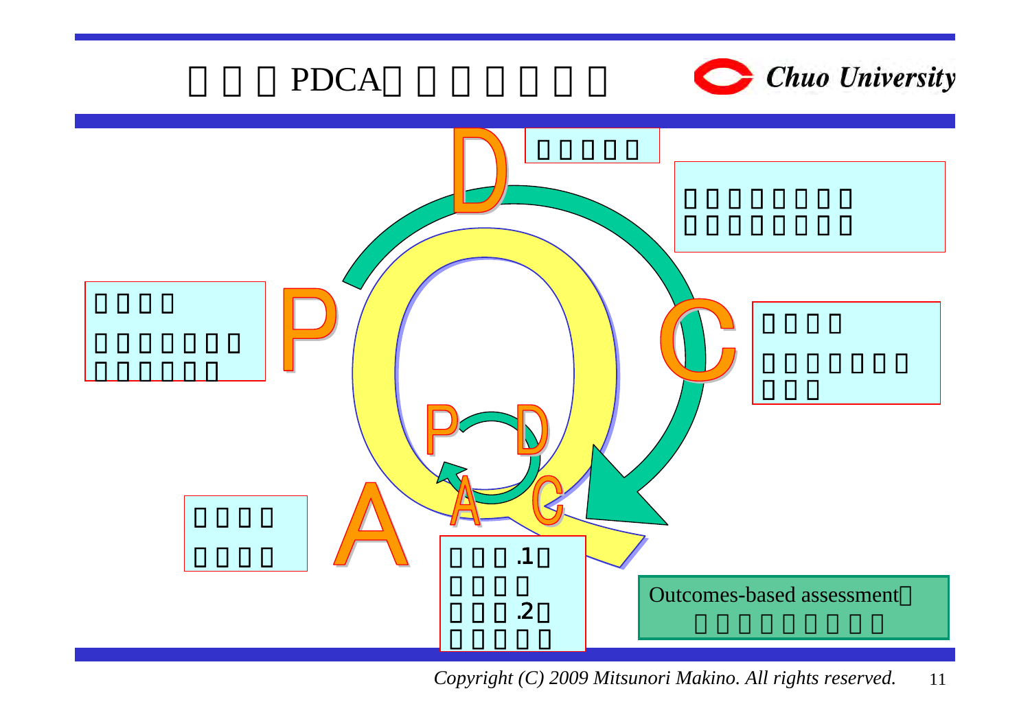# □ □ □ PDCA□ □ □ □ □ □ □

D

□ □ □ □ □

□ □ □ □ □ □ □ □
□ □ □ □ □ □ □ □

P

□ □ □ □
□ □ □ □ □ □ □
□ □ □ □ □ □

C

□ □ □ □
□ □ □ □ □ □ □
□ □ □

A

□ □ □ □
□ □ □ □

□ □ □ .1□
□ □ □ □
□ □ □ .2□
□ □ □ □ □

Outcomes-based assessment□
□ □ □ □ □ □ □ □ □

*Copyright (C) 2009 Mitsunori Makino. All rights reserved.*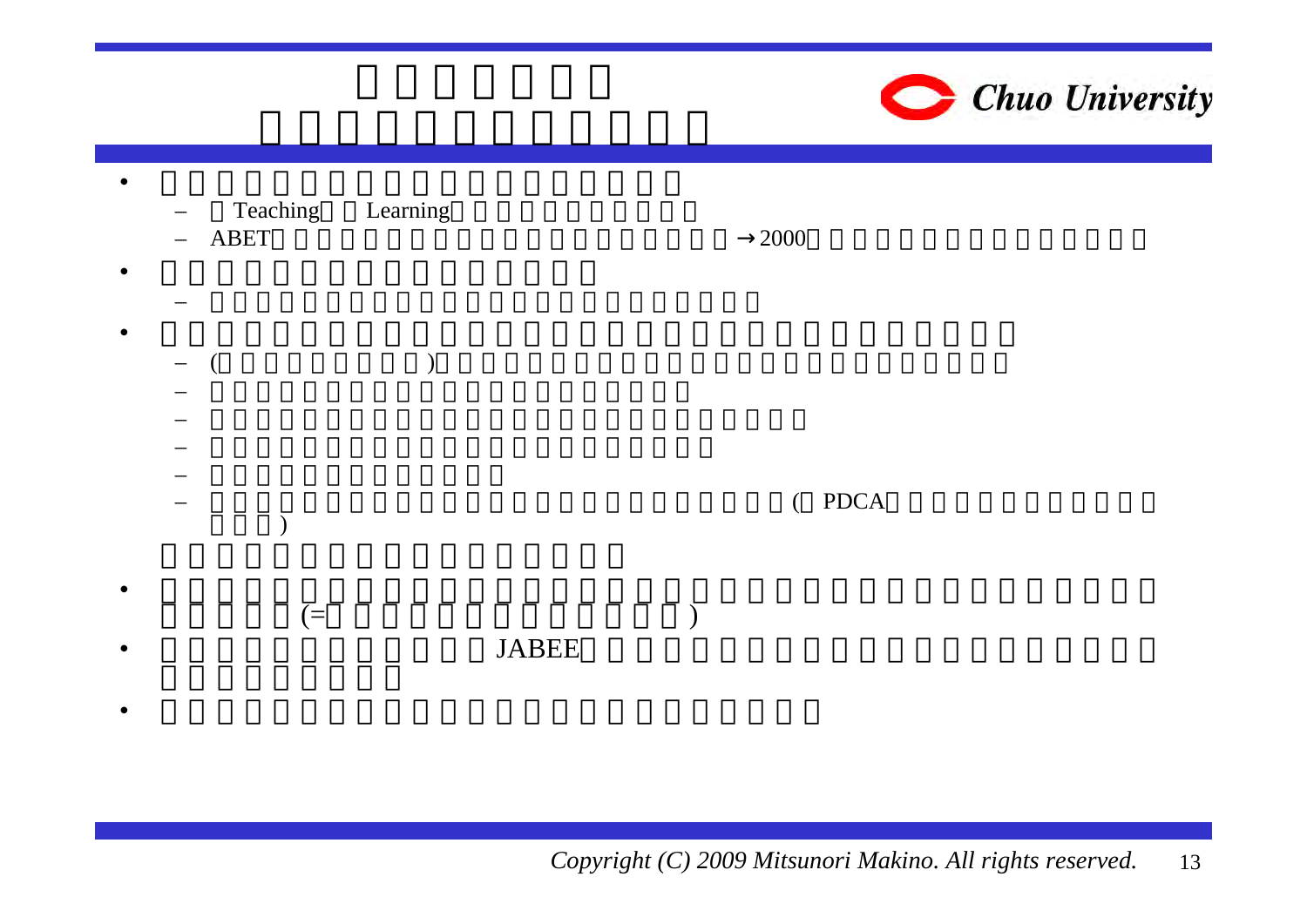- 
  - Teaching Learning
  - ABET →2000
- 
  - 
- 
  - ( )
  - 
  - 
  - 
  - 
  - ( PDCA )
- (= )
- JABEE
-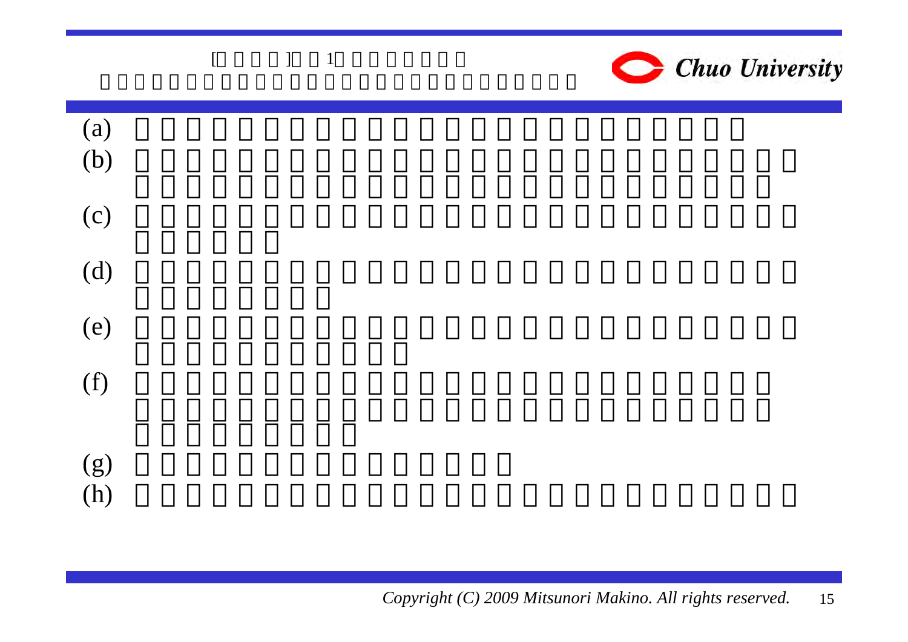(a)

(b)

(c)

(d)

(e)

(f)

(g)

(h)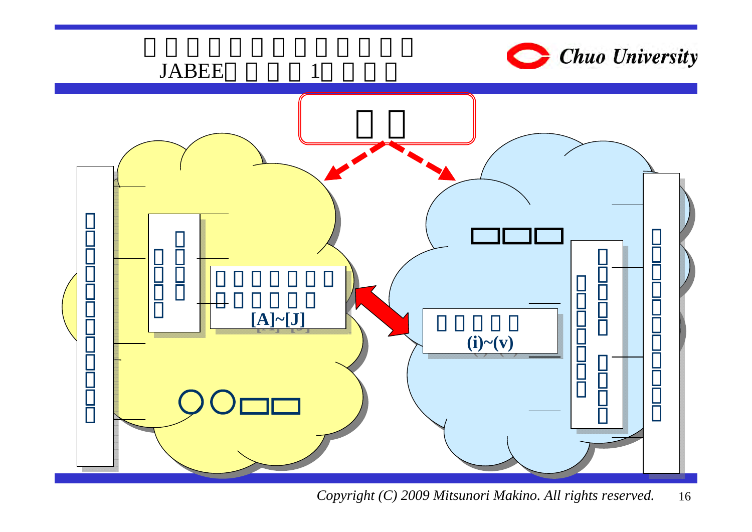JABEE 1

[A]~[J]

(i)~(v)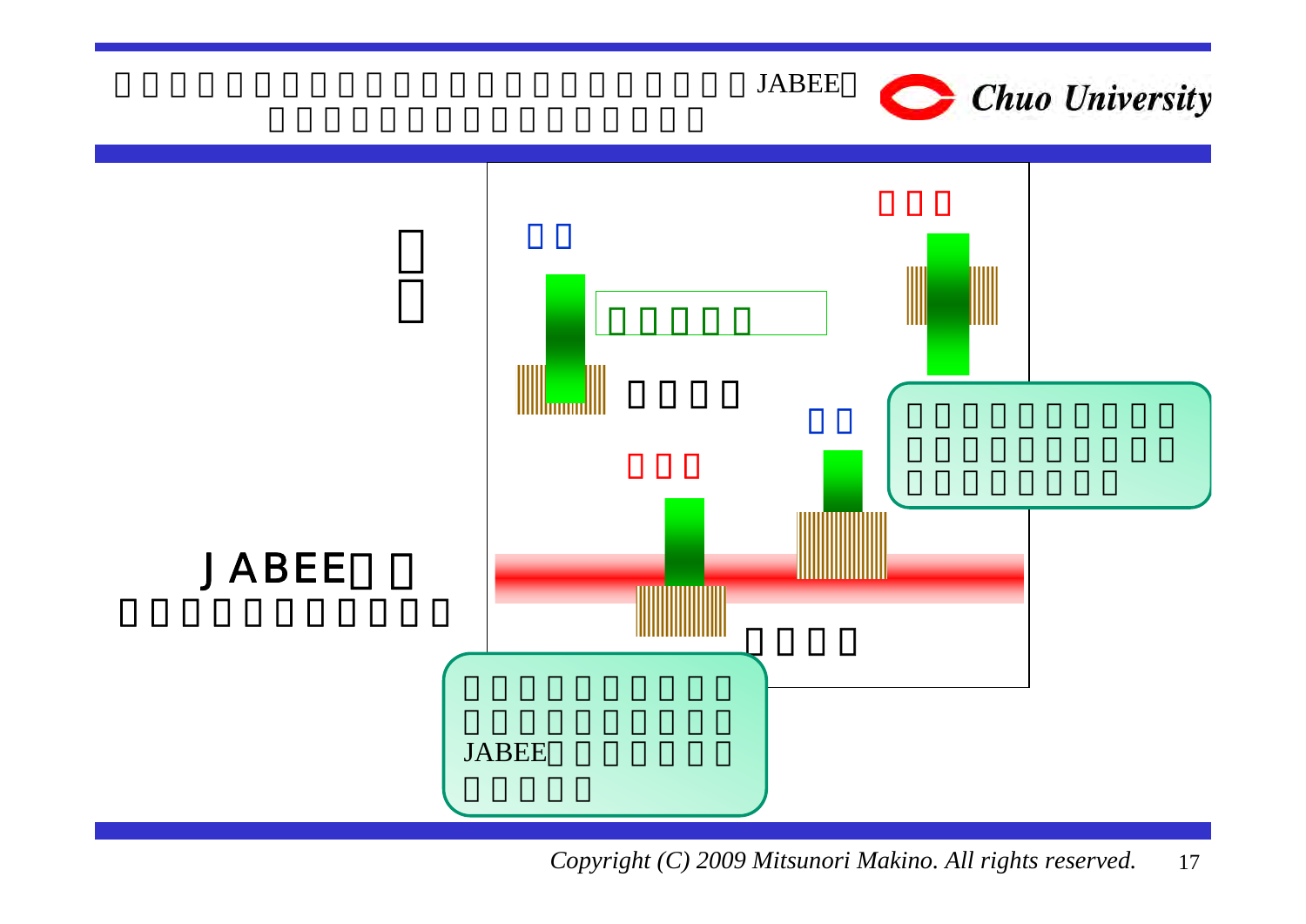JABEE

JABEE

JABEE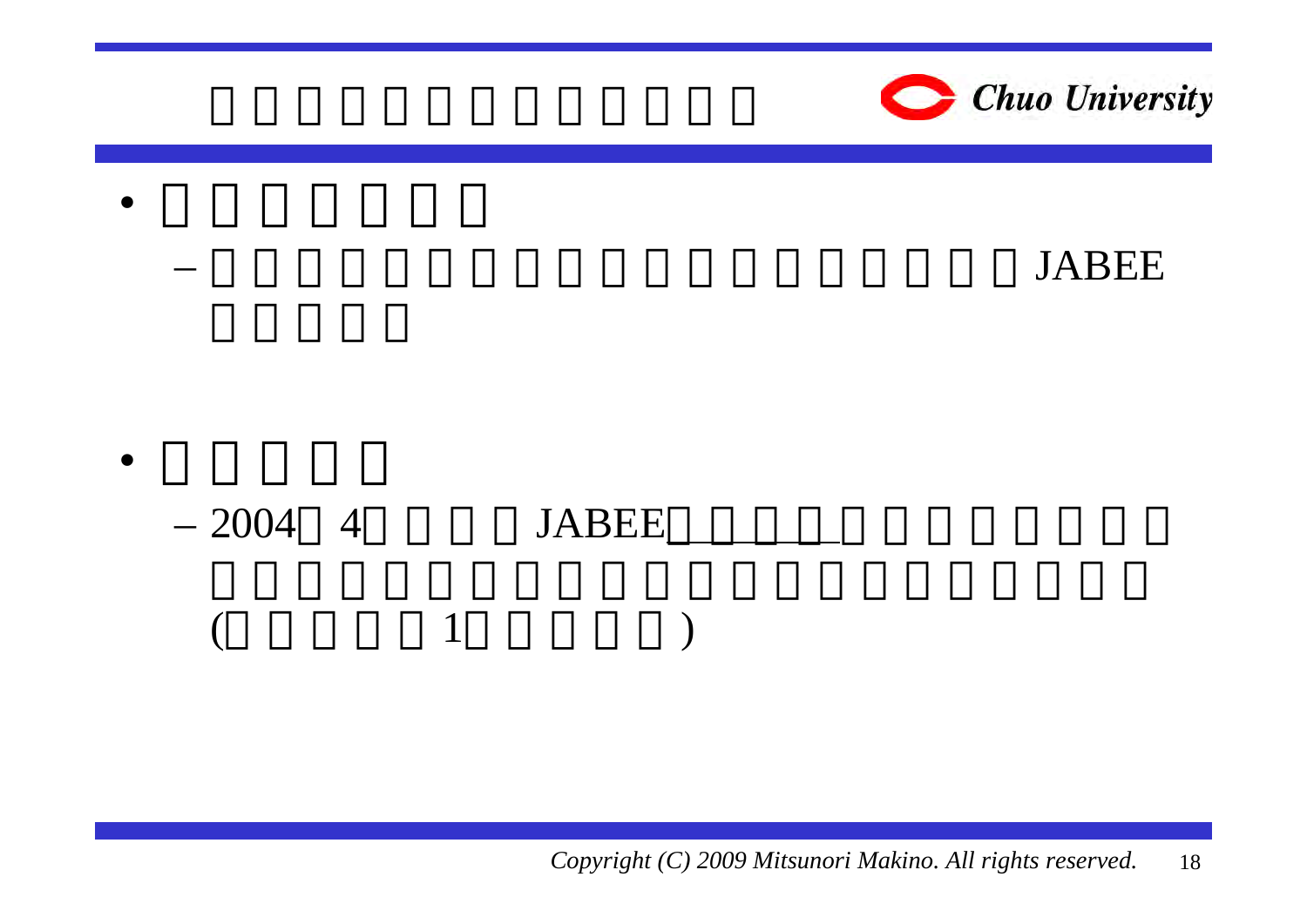# □□□□□□□□□□□□□

- □□□□□□□
  - □□□□□□□□□□□□□□□□□□□JABEE□□□□□

- □□□□□
  - 2004□4□□□□JABEE□□□□□□□□□□□□ □□□□□□□□□□□□□□□□□□□□□□ (□□□□□1□□□□□)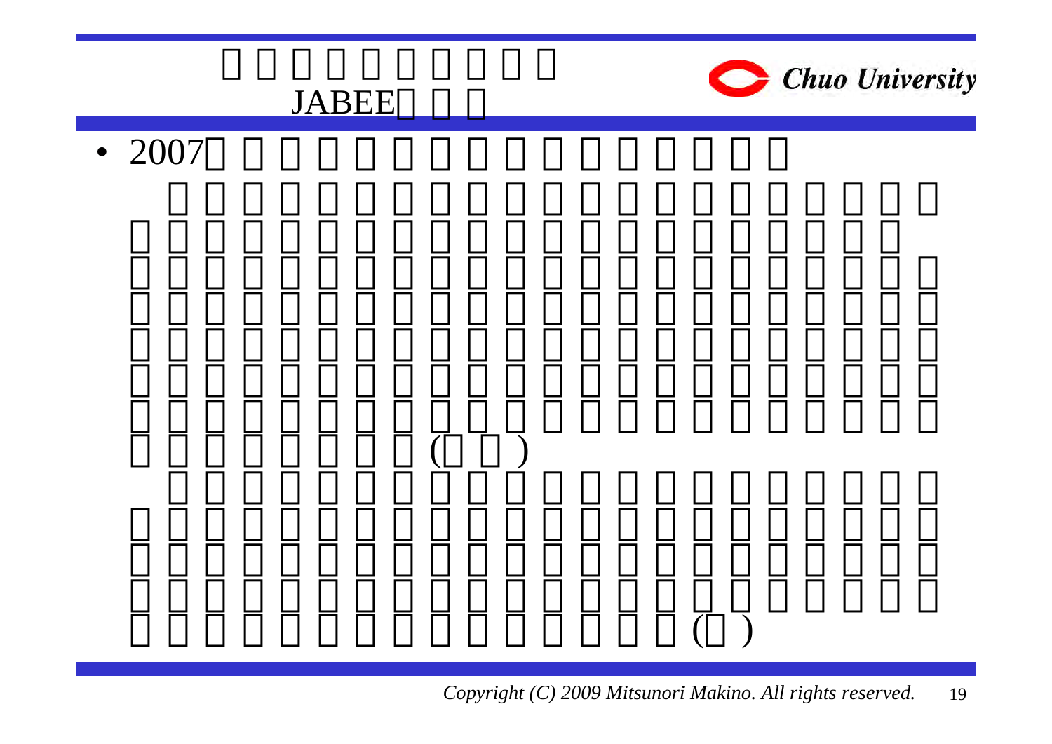# JABEE

- 2007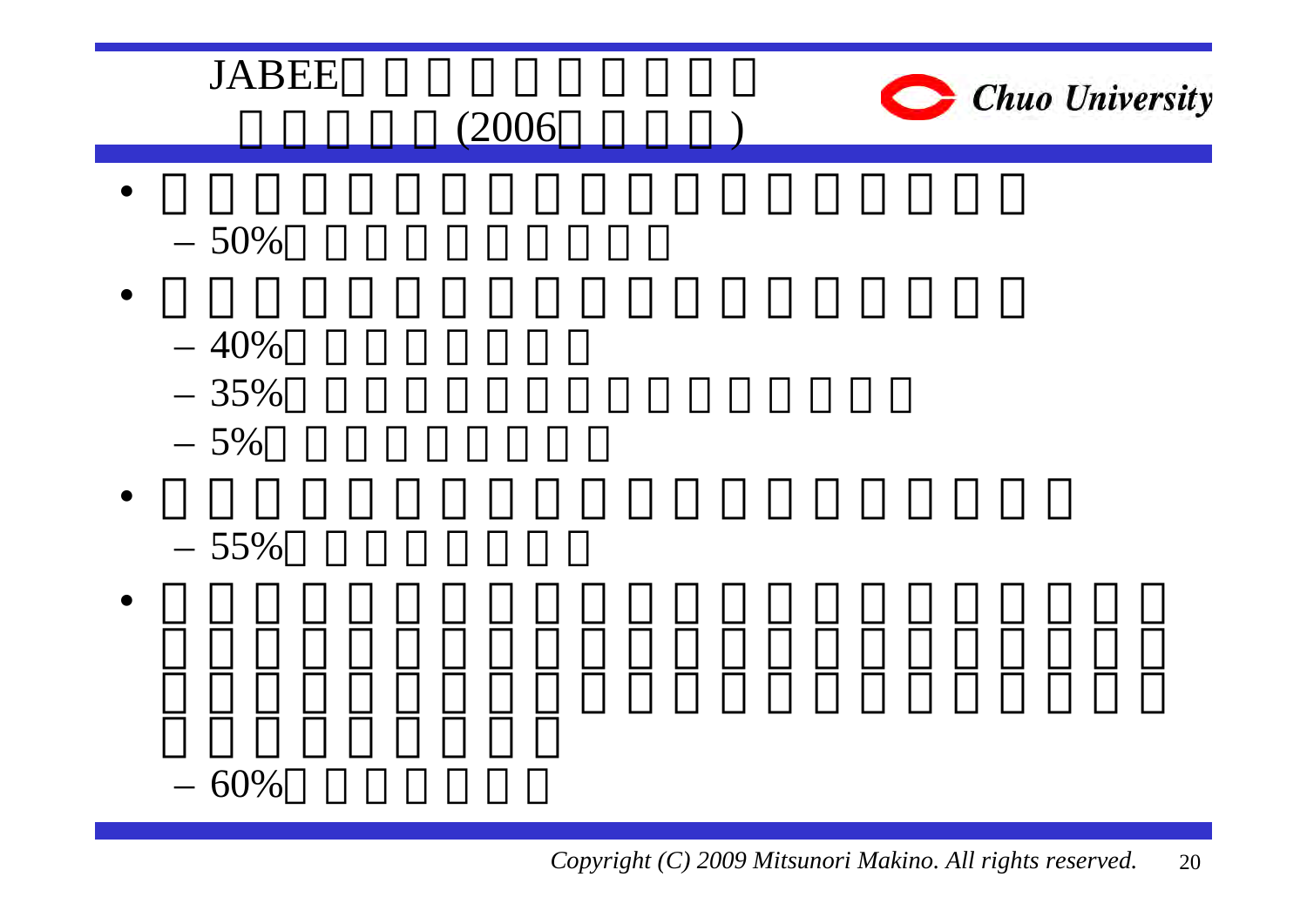# JABEE□□□□□□□□□□
# □□□□□(2006□□□□)

- □□□□□□□□□□□□□□□□□□□
  - 50%□□□□□□□□□□
- □□□□□□□□□□□□□□□□□□□
  - 40%□□□□□□□□
  - 35%□□□□□□□□□□□□□□□□
  - 5%□□□□□□□□□
- □□□□□□□□□□□□□□□□□□□□□
  - 55%□□□□□□□□
- □□□□□□□□□□□□□□□□□□□□□□□
  □□□□□□□□□□□□□□□□□□□□□□□
  □□□□□□□□□□□□□□□□□□□□□□□
  □□□□□□□□□
  - 60%□□□□□□□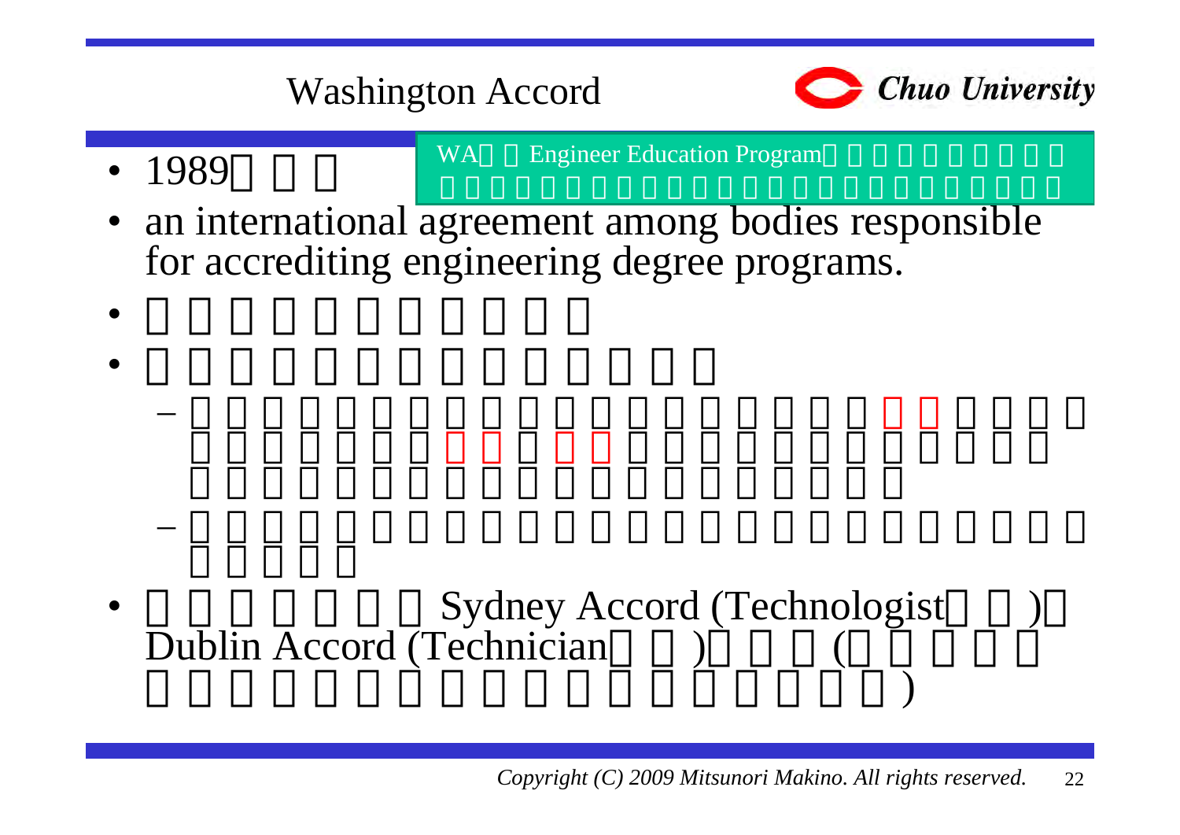# Washington Accord

WA Engineer Education Program

- 1989
- an international agreement among bodies responsible for accrediting engineering degree programs.
- Sydney Accord (Technologist ) Dublin Accord (Technician ) ( )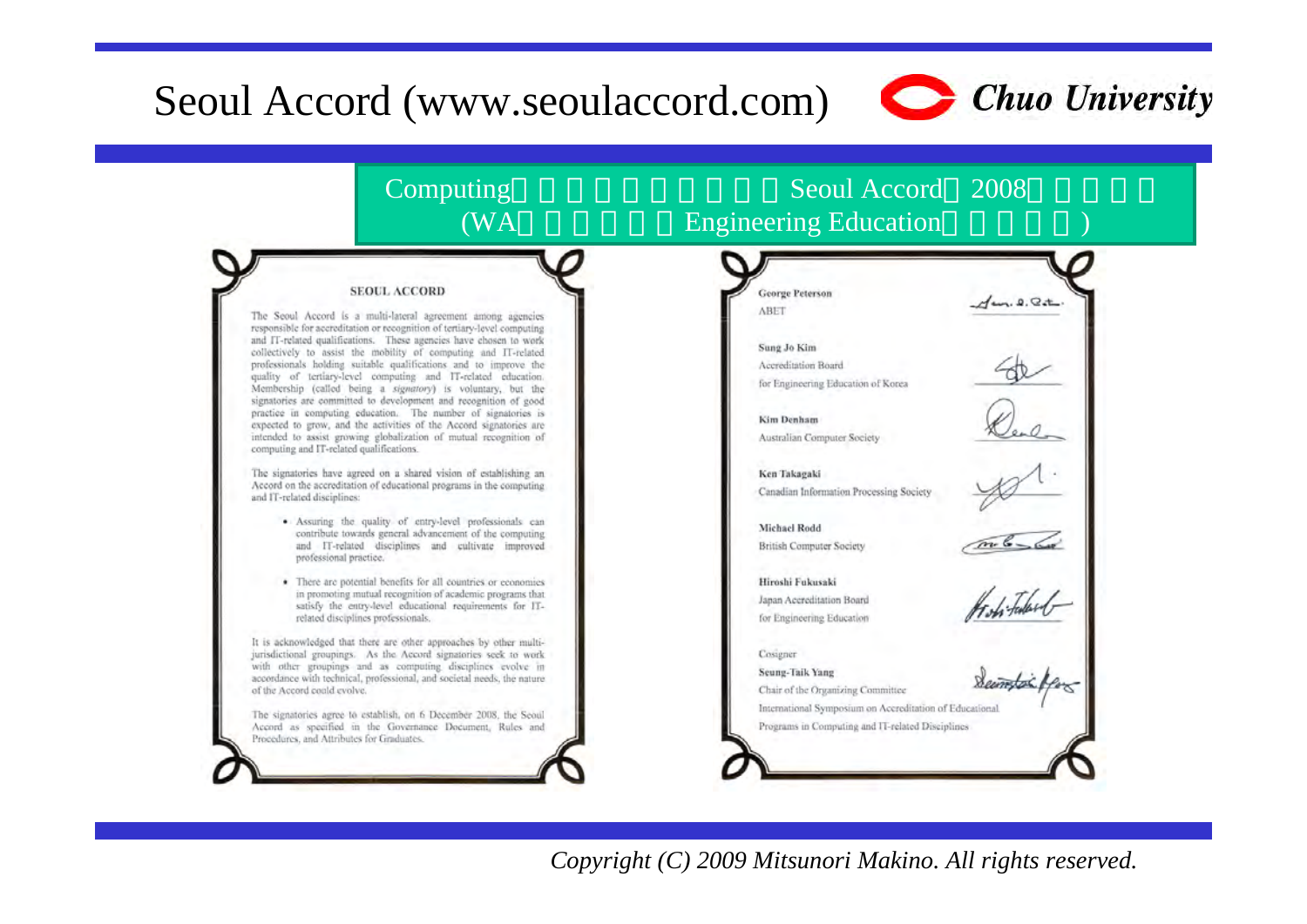# Seoul Accord (www.seoulaccord.com)

Computing　　　　　　　　Seoul Accord　2008
(WA　　　　　　Engineering Education　　　　　)

**SEOUL ACCORD**

The Seoul Accord is a multi-lateral agreement among agencies responsible for accreditation or recognition of tertiary-level computing and IT-related qualifications. These agencies have chosen to work collectively to assist the mobility of computing and IT-related professionals holding suitable qualifications and to improve the quality of tertiary-level computing and IT-related education. Membership (called being a *signatory*) is voluntary, but the signatories are committed to development and recognition of good practice in computing education. The number of signatories is expected to grow, and the activities of the Accord signatories are intended to assist growing globalization of mutual recognition of computing and IT-related qualifications.

The signatories have agreed on a shared vision of establishing an Accord on the accreditation of educational programs in the computing and IT-related disciplines:

- Assuring the quality of entry-level professionals can contribute towards general advancement of the computing and IT-related disciplines and cultivate improved professional practice.
- There are potential benefits for all countries or economies in promoting mutual recognition of academic programs that satisfy the entry-level educational requirements for IT-related disciplines professionals.

It is acknowledged that there are other approaches by other multi-jurisdictional groupings. As the Accord signatories seek to work with other groupings and as computing disciplines evolve in accordance with technical, professional, and societal needs, the nature of the Accord could evolve.

The signatories agree to establish, on 6 December 2008, the Seoul Accord as specified in the Governance Document, Rules and Procedures, and Attributes for Graduates.

**George Peterson**
ABET

**Sung Jo Kim**
Accreditation Board for Engineering Education of Korea

**Kim Denham**
Australian Computer Society

**Ken Takagaki**
Canadian Information Processing Society

**Michael Rodd**
British Computer Society

**Hiroshi Fukusaki**
Japan Accreditation Board for Engineering Education

Cosigner
**Seung-Taik Yang**
Chair of the Organizing Committee
International Symposium on Accreditation of Educational Programs in Computing and IT-related Disciplines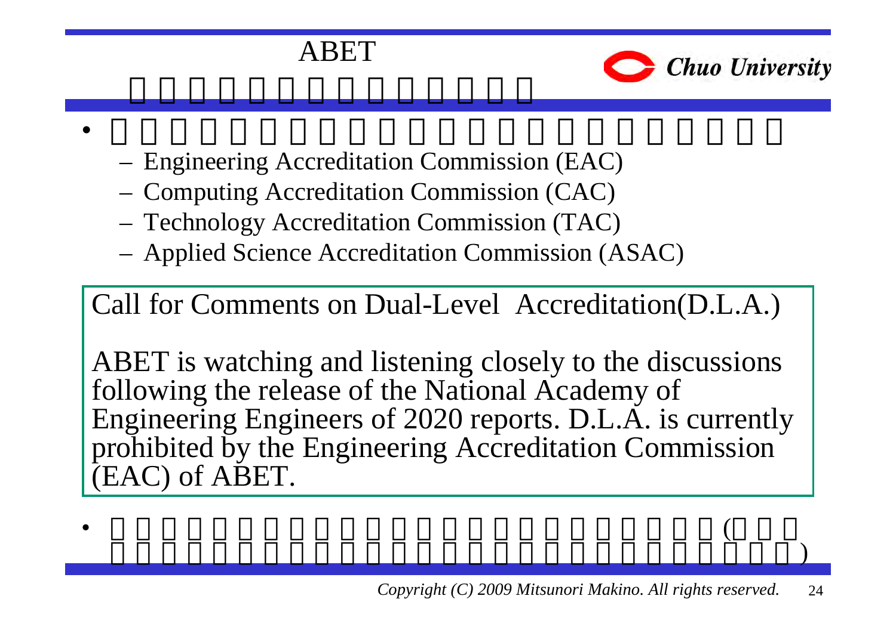# ABET

- Engineering Accreditation Commission (EAC)
- Computing Accreditation Commission (CAC)
- Technology Accreditation Commission (TAC)
- Applied Science Accreditation Commission (ASAC)

> Call for Comments on Dual-Level Accreditation(D.L.A.)
>
> ABET is watching and listening closely to the discussions following the release of the National Academy of Engineering Engineers of 2020 reports. D.L.A. is currently prohibited by the Engineering Accreditation Commission (EAC) of ABET.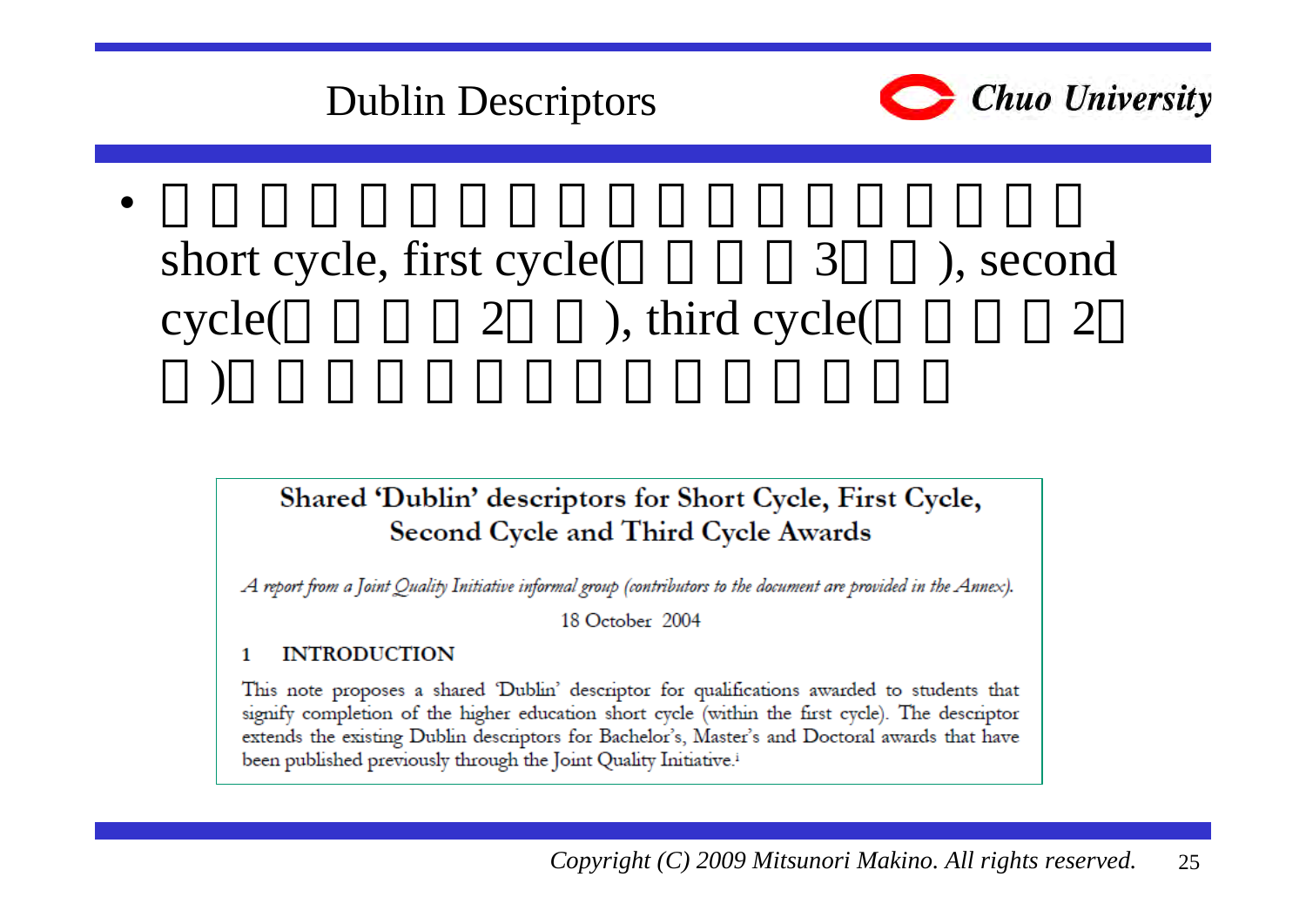# Dublin Descriptors

- □□□□□□□□□□□□□□□□□□□short cycle, first cycle(□□□□3□□), second cycle(□□□□2□□), third cycle(□□□□2□□)□□□□□□□□□□□□□□□

> **Shared 'Dublin' descriptors for Short Cycle, First Cycle, Second Cycle and Third Cycle Awards**
>
> *A report from a Joint Quality Initiative informal group (contributors to the document are provided in the Annex).*
>
> 18 October 2004
>
> **1 INTRODUCTION**
>
> This note proposes a shared 'Dublin' descriptor for qualifications awarded to students that signify completion of the higher education short cycle (within the first cycle). The descriptor extends the existing Dublin descriptors for Bachelor's, Master's and Doctoral awards that have been published previously through the Joint Quality Initiative.[i]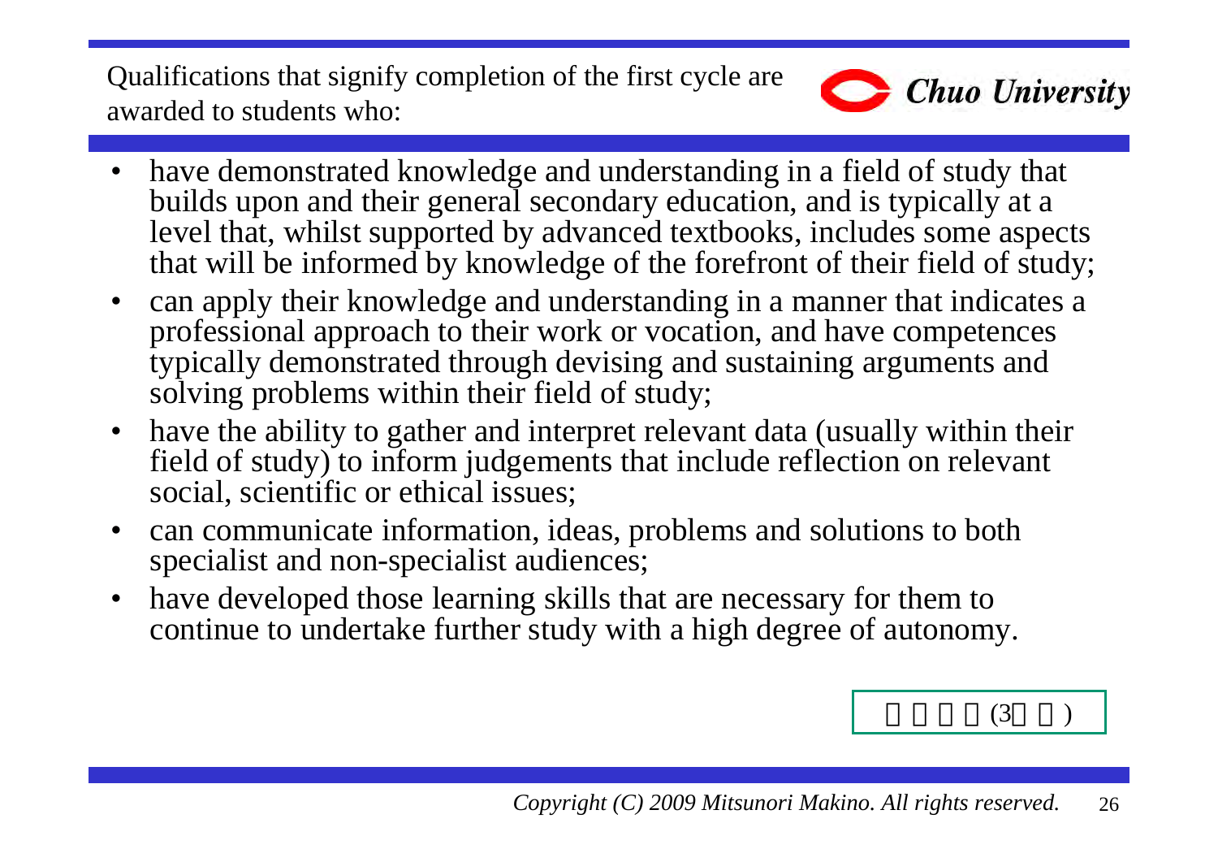Qualifications that signify completion of the first cycle are awarded to students who:

- have demonstrated knowledge and understanding in a field of study that builds upon and their general secondary education, and is typically at a level that, whilst supported by advanced textbooks, includes some aspects that will be informed by knowledge of the forefront of their field of study;
- can apply their knowledge and understanding in a manner that indicates a professional approach to their work or vocation, and have competences typically demonstrated through devising and sustaining arguments and solving problems within their field of study;
- have the ability to gather and interpret relevant data (usually within their field of study) to inform judgements that include reflection on relevant social, scientific or ethical issues;
- can communicate information, ideas, problems and solutions to both specialist and non-specialist audiences;
- have developed those learning skills that are necessary for them to continue to undertake further study with a high degree of autonomy.

(3 )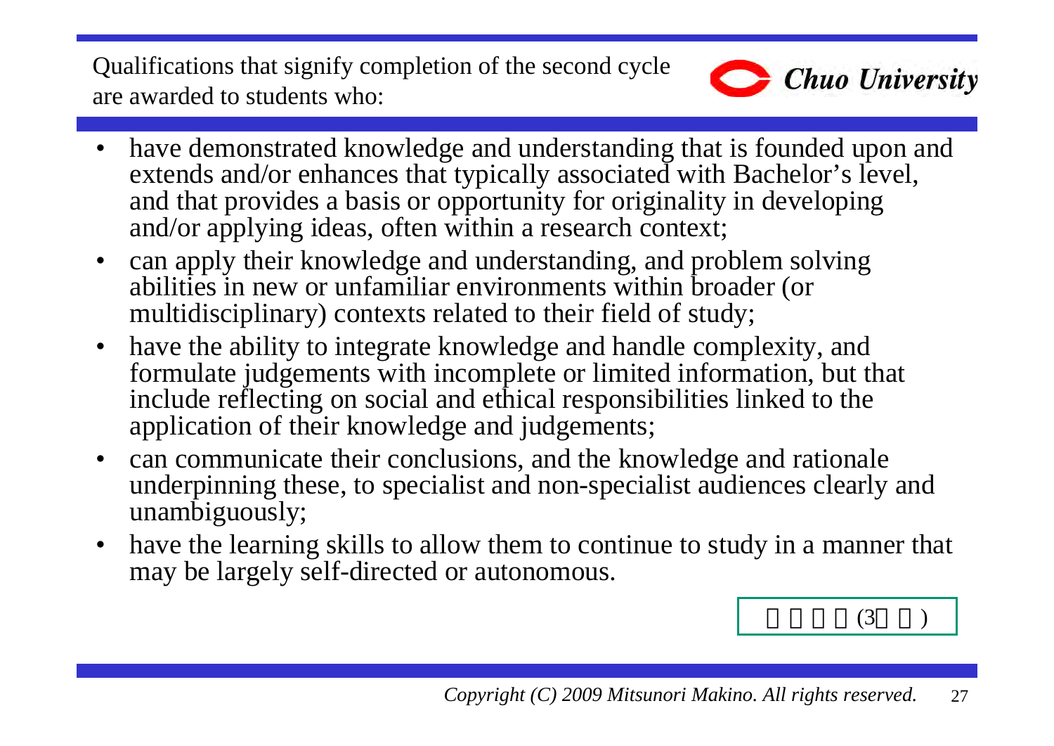## Qualifications that signify completion of the second cycle are awarded to students who:

- have demonstrated knowledge and understanding that is founded upon and extends and/or enhances that typically associated with Bachelor's level, and that provides a basis or opportunity for originality in developing and/or applying ideas, often within a research context;
- can apply their knowledge and understanding, and problem solving abilities in new or unfamiliar environments within broader (or multidisciplinary) contexts related to their field of study;
- have the ability to integrate knowledge and handle complexity, and formulate judgements with incomplete or limited information, but that include reflecting on social and ethical responsibilities linked to the application of their knowledge and judgements;
- can communicate their conclusions, and the knowledge and rationale underpinning these, to specialist and non-specialist audiences clearly and unambiguously;
- have the learning skills to allow them to continue to study in a manner that may be largely self-directed or autonomous.

(3 )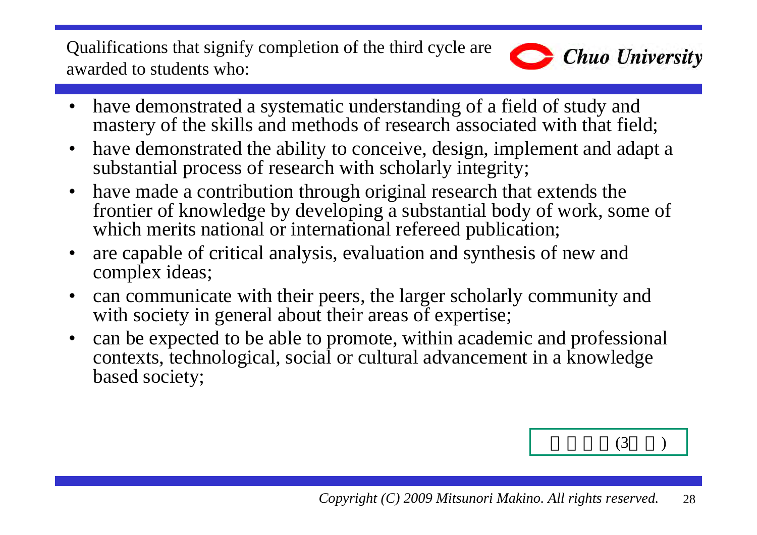Qualifications that signify completion of the third cycle are awarded to students who:

- have demonstrated a systematic understanding of a field of study and mastery of the skills and methods of research associated with that field;
- have demonstrated the ability to conceive, design, implement and adapt a substantial process of research with scholarly integrity;
- have made a contribution through original research that extends the frontier of knowledge by developing a substantial body of work, some of which merits national or international refereed publication;
- are capable of critical analysis, evaluation and synthesis of new and complex ideas;
- can communicate with their peers, the larger scholarly community and with society in general about their areas of expertise;
- can be expected to be able to promote, within academic and professional contexts, technological, social or cultural advancement in a knowledge based society;

(3 )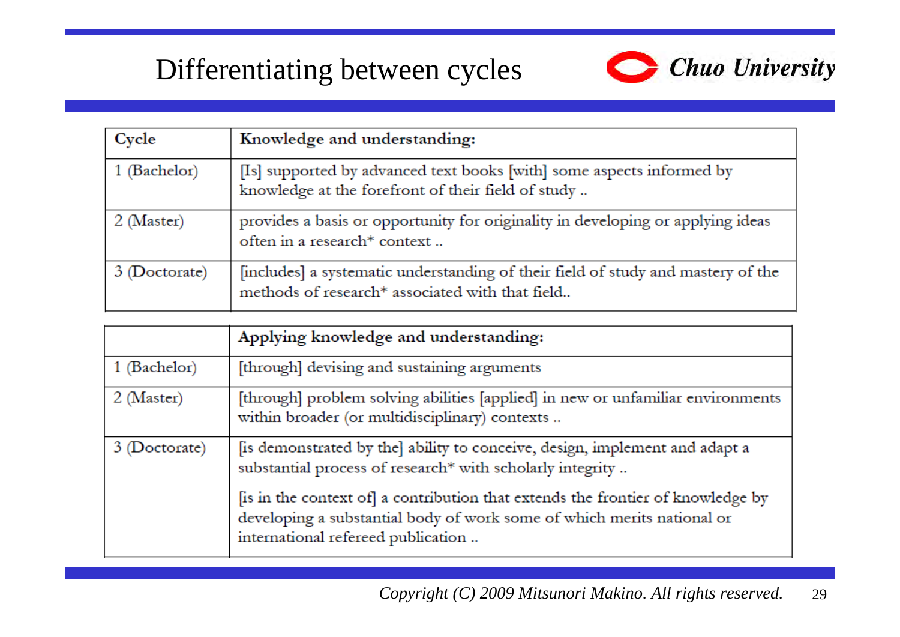# Differentiating between cycles

| Cycle | Knowledge and understanding: |
|---|---|
| 1 (Bachelor) | [Is] supported by advanced text books [with] some aspects informed by knowledge at the forefront of their field of study .. |
| 2 (Master) | provides a basis or opportunity for originality in developing or applying ideas often in a research* context .. |
| 3 (Doctorate) | [includes] a systematic understanding of their field of study and mastery of the methods of research* associated with that field.. |

| | Applying knowledge and understanding: |
|---|---|
| 1 (Bachelor) | [through] devising and sustaining arguments |
| 2 (Master) | [through] problem solving abilities [applied] in new or unfamiliar environments within broader (or multidisciplinary) contexts .. |
| 3 (Doctorate) | [is demonstrated by the] ability to conceive, design, implement and adapt a substantial process of research* with scholarly integrity .. [is in the context of] a contribution that extends the frontier of knowledge by developing a substantial body of work some of which merits national or international refereed publication .. |

*Copyright (C) 2009 Mitsunori Makino. All rights reserved.*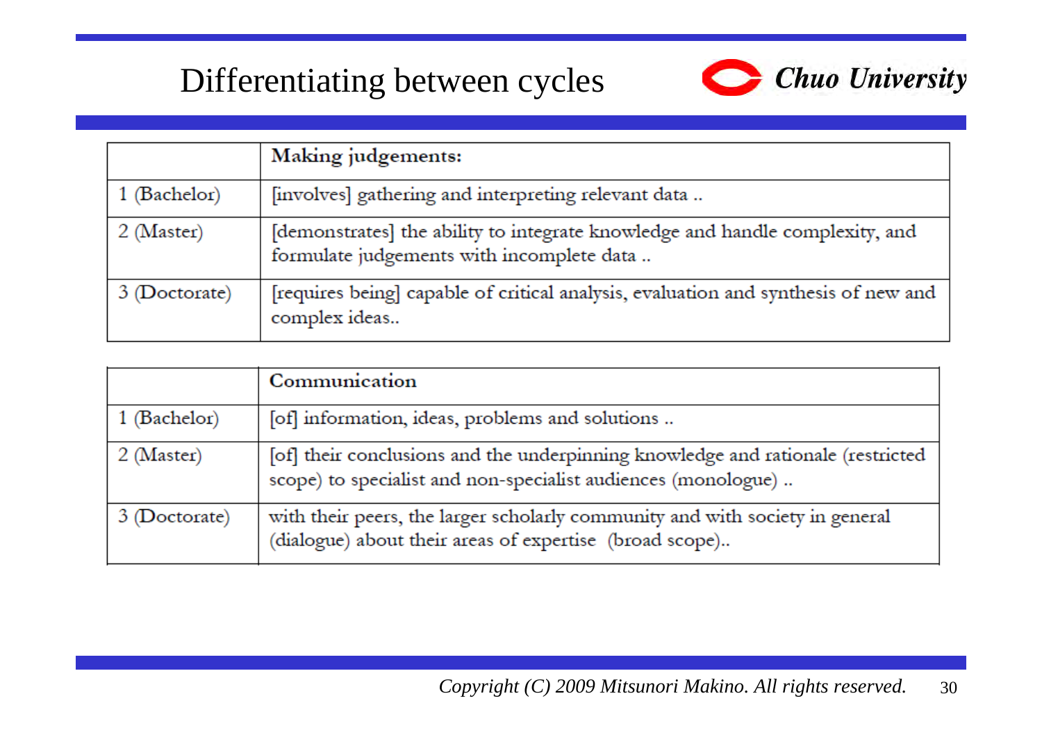# Differentiating between cycles

| | Making judgements: |
|---|---|
| 1 (Bachelor) | [involves] gathering and interpreting relevant data .. |
| 2 (Master) | [demonstrates] the ability to integrate knowledge and handle complexity, and formulate judgements with incomplete data .. |
| 3 (Doctorate) | [requires being] capable of critical analysis, evaluation and synthesis of new and complex ideas.. |

| | Communication |
|---|---|
| 1 (Bachelor) | [of] information, ideas, problems and solutions .. |
| 2 (Master) | [of] their conclusions and the underpinning knowledge and rationale (restricted scope) to specialist and non-specialist audiences (monologue) .. |
| 3 (Doctorate) | with their peers, the larger scholarly community and with society in general (dialogue) about their areas of expertise (broad scope).. |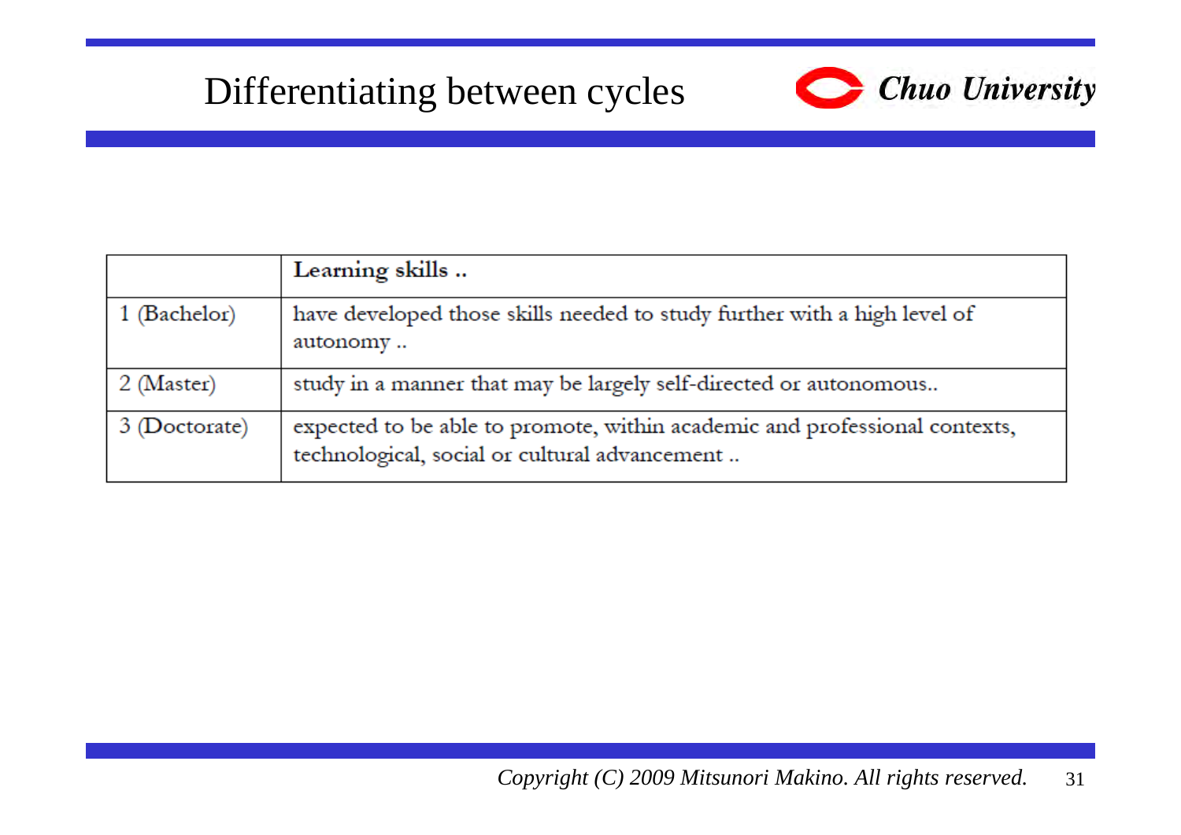# Differentiating between cycles

|  | Learning skills .. |
|---|---|
| 1 (Bachelor) | have developed those skills needed to study further with a high level of autonomy .. |
| 2 (Master) | study in a manner that may be largely self-directed or autonomous.. |
| 3 (Doctorate) | expected to be able to promote, within academic and professional contexts, technological, social or cultural advancement .. |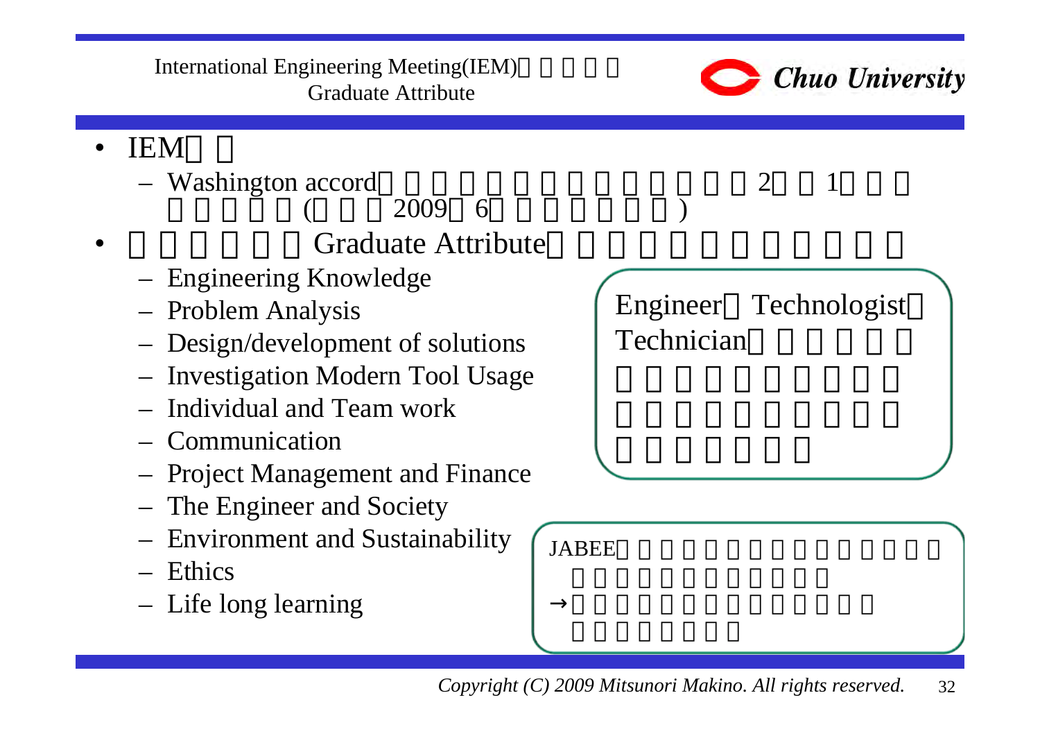# International Engineering Meeting(IEM) Graduate Attribute

- IEM
  - Washington accord 2 1 (2009 6 )
- Graduate Attribute
  - Engineering Knowledge
  - Problem Analysis
  - Design/development of solutions
  - Investigation Modern Tool Usage
  - Individual and Team work
  - Communication
  - Project Management and Finance
  - The Engineer and Society
  - Environment and Sustainability
  - Ethics
  - Life long learning

Engineer Technologist Technician

JABEE

→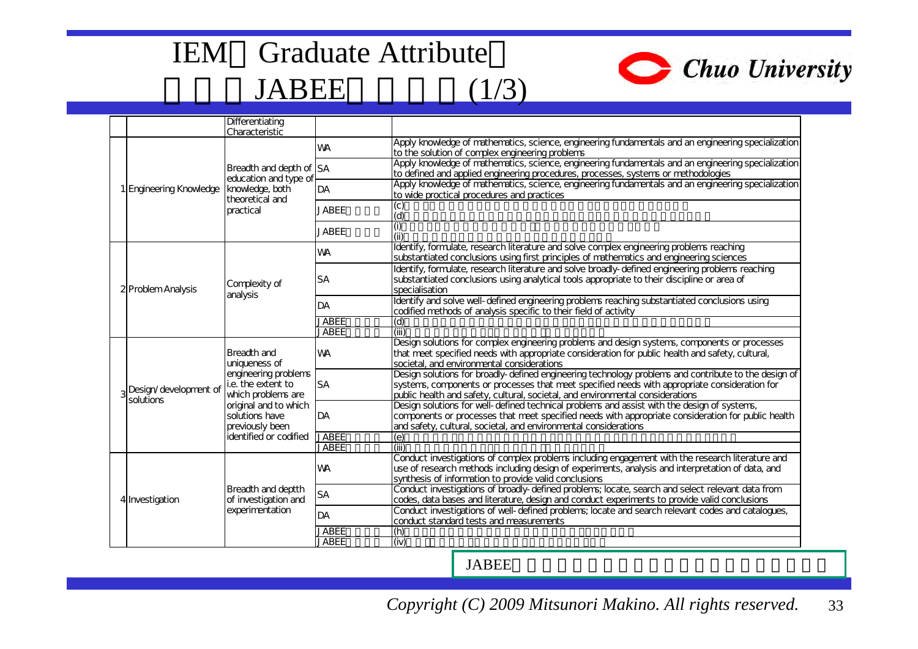# IEM Graduate Attribute JABEE (1/3)

Chuo University

| | | Differentiating Characteristic | | |
|---|---|---|---|---|
| 1 | Engineering Knowledge | Breadth and depth of education and type of knowledge, both theoretical and practical | WA | Apply knowledge of mathematics, science, engineering fundamentals and an engineering specialization to the solution of complex engineering problems |
| | | | SA | Apply knowledge of mathematics, science, engineering fundamentals and an engineering specialization to defined and applied engineering procedures, processes, systems or methodologies |
| | | | DA | Apply knowledge of mathematics, science, engineering fundamentals and an engineering specialization to wide proctical procedures and practices |
| | | | JABEE | (c)<br>(d) |
| | | | JABEE | (i)<br>(ii) |
| 2 | Problem Analysis | Complexity of analysis | WA | Identify, formulate, research literature and solve complex engineering problems reaching substantiated conclusions using first principles of mathematics and engineering sciences |
| | | | SA | Identify, formulate, research literature and solve broadly-defined engineering problems reaching substantiated conclusions using analytical tools appropriate to their discipline or area of specialisation |
| | | | DA | Identify and solve well-defined engineering problems reaching substantiated conclusions using codified methods of analysis specific to their field of activity |
| | | | JABEE | (d) |
| | | | JABEE | (iii) |
| 3 | Design/development of solutions | Breadth and uniqueness of engineering problems i.e. the extent to which problems are original and to which solutions have previously been identified or codified | WA | Design solutions for complex engineering problems and design systems, components or processes that meet specified needs with appropriate consideration for public health and safety, cultural, societal, and environmental considerations |
| | | | SA | Design solutions for broadly-defined engineering technology problems and contribute to the design of systems, components or processes that meet specified needs with appropriate consideration for public health and safety, cultural, societal, and environmental considerations |
| | | | DA | Design solutions for well-defined technical problems and assist with the design of systems, components or processes that meet specified needs with appropriate consideration for public health and safety, cultural, societal, and environmental considerations |
| | | | JABEE | (e) |
| | | | JABEE | (iii) |
| 4 | Investigation | Breadth and deptth of investigation and experimentation | WA | Conduct investigations of complex problems including engagement with the research literature and use of research methods including design of experiments, analysis and interpretation of data, and synthesis of information to provide valid conclusions |
| | | | SA | Conduct investigations of broadly-defined problems; locate, search and select relevant data from codes, data bases and literature, design and conduct experiments to provide valid conclusions |
| | | | DA | Conduct investigations of well-defined problems; locate and search relevant codes and catalogues, conduct standard tests and measurements |
| | | | JABEE | (h) |
| | | | JABEE | (iv) |

JABEE

*Copyright (C) 2009 Mitsunori Makino. All rights reserved.*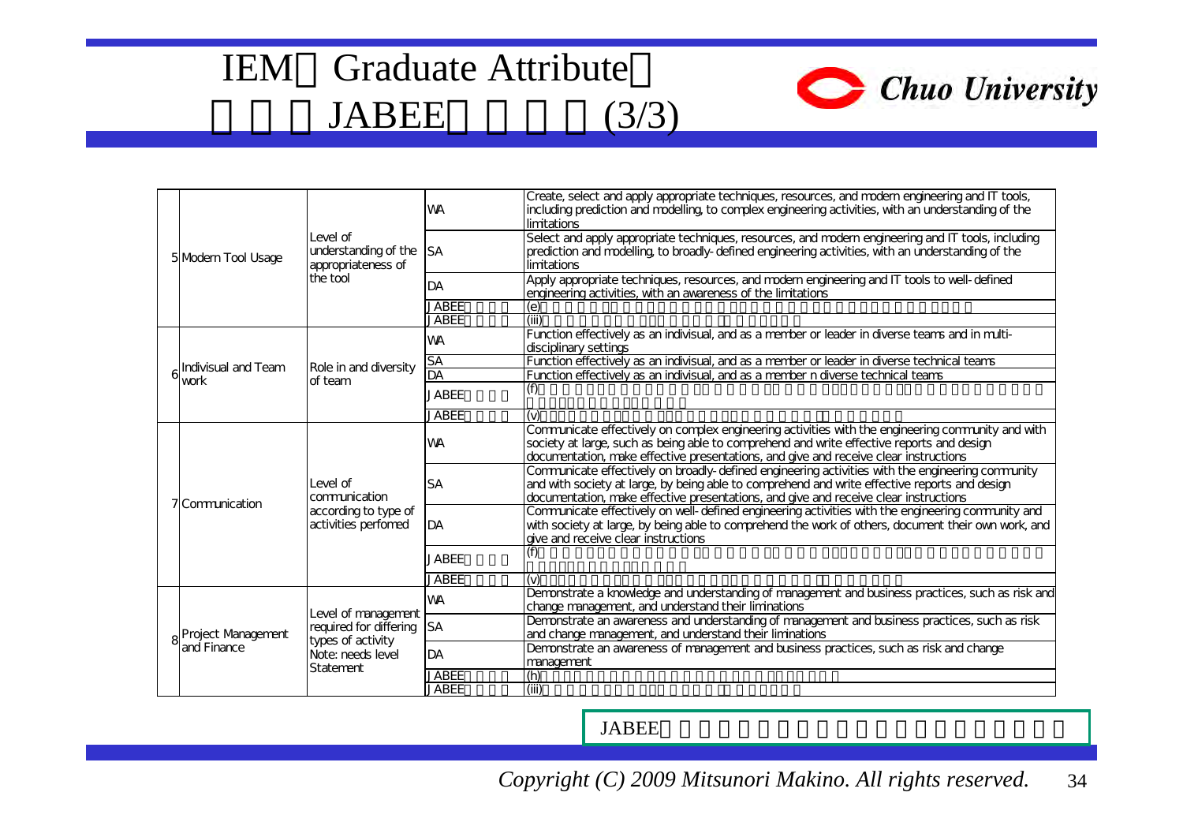# IEM Graduate Attribute JABEE (3/3)

| | | | | |
|---|---|---|---|---|
| 5 | Modern Tool Usage | Level of understanding of the appropriateness of the tool | WA | Create, select and apply appropriate techniques, resources, and modern engineering and IT tools, including prediction and modelling, to complex engineering activities, with an understanding of the limitations |
| | | | SA | Select and apply appropriate techniques, resources, and modern engineering and IT tools, including prediction and modelling, to broadly-defined engineering activities, with an understanding of the limitations |
| | | | DA | Apply appropriate techniques, resources, and modern engineering and IT tools to well-defined engineering activities, with an awareness of the limitations |
| | | | JABEE | (e) |
| | | | JABEE | (iii) |
| 6 | Indivisual and Team work | Role in and diversity of team | WA | Function effectively as an indivisual, and as a member or leader in diverse teams and in multi-disciplinary settings |
| | | | SA | Function effectively as an indivisual, and as a member or leader in diverse technical teams |
| | | | DA | Function effectively as an indivisual, and as a member n diverse technical teams |
| | | | JABEE | (f) |
| | | | JABEE | (v) |
| 7 | Communication | Level of communication according to type of activities perfomed | WA | Communicate effectively on complex engineering activities with the engineering community and with society at large, such as being able to comprehend and write effective reports and design documentation, make effective presentations, and give and receive clear instructions |
| | | | SA | Communicate effectively on broadly-defined engineering activities with the engineering community and with society at large, by being able to comprehend and write effective reports and design documentation, make effective presentations, and give and receive clear instructions |
| | | | DA | Communicate effectively on well-defined engineering activities with the engineering community and with society at large, by being able to comprehend the work of others, document their own work, and give and receive clear instructions |
| | | | JABEE | (f) |
| | | | JABEE | (v) |
| 8 | Project Management and Finance | Level of management required for differing types of activity Note: needs level Statement | WA | Demonstrate a knowledge and understanding of management and business practices, such as risk and change management, and understand their liminations |
| | | | SA | Demonstrate an awareness and understanding of management and business practices, such as risk and change management, and understand their liminations |
| | | | DA | Demonstrate an awareness of management and business practices, such as risk and change management |
| | | | JABEE | (h) |
| | | | JABEE | (iii) |

JABEE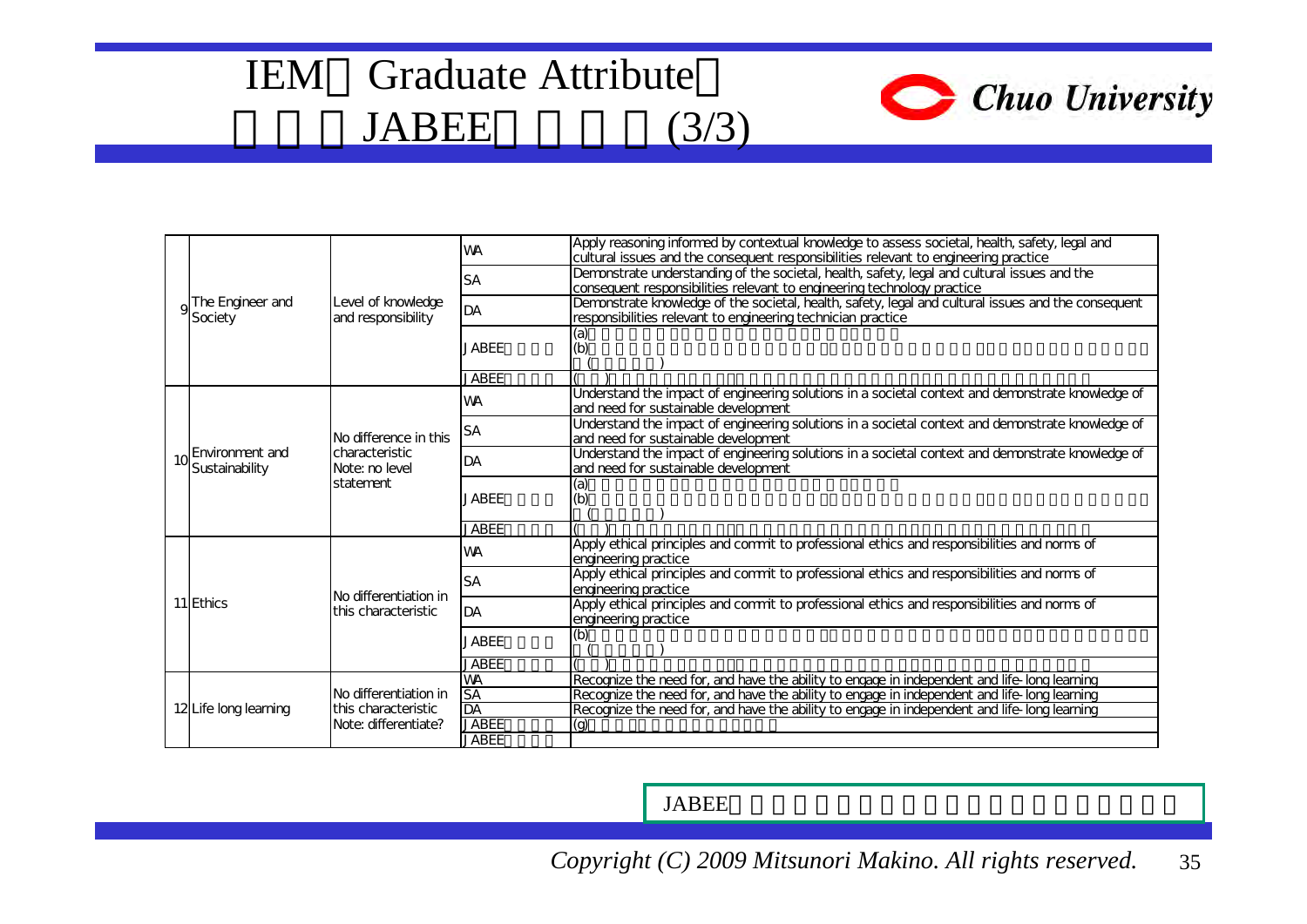# IEM　Graduate Attribute　JABEE　(3/3)

| | | | | |
|---|---|---|---|---|
| 9 | The Engineer and Society | Level of knowledge and responsibility | WA | Apply reasoning informed by contextual knowledge to assess societal, health, safety, legal and cultural issues and the consequent responsibilities relevant to engineering practice |
| | | | SA | Demonstrate understanding of the societal, health, safety, legal and cultural issues and the consequent responsibilities relevant to engineering technology practice |
| | | | DA | Demonstrate knowledge of the societal, health, safety, legal and cultural issues and the consequent responsibilities relevant to engineering technician practice |
| | | | JABEE | (a) (b) ( ) |
| | | | JABEE | ( ) |
| 10 | Environment and Sustainability | No difference in this characteristic Note: no level statement | WA | Understand the impact of engineering solutions in a societal context and demonstrate knowledge of and need for sustainable development |
| | | | SA | Understand the impact of engineering solutions in a societal context and demonstrate knowledge of and need for sustainable development |
| | | | DA | Understand the impact of engineering solutions in a societal context and demonstrate knowledge of and need for sustainable development |
| | | | JABEE | (a) (b) ( ) |
| | | | JABEE | ( ) |
| 11 | Ethics | No differentiation in this characteristic | WA | Apply ethical principles and commit to professional ethics and responsibilities and norms of engineering practice |
| | | | SA | Apply ethical principles and commit to professional ethics and responsibilities and norms of engineering practice |
| | | | DA | Apply ethical principles and commit to professional ethics and responsibilities and norms of engineering practice |
| | | | JABEE | (b) ( ) |
| | | | JABEE | ( ) |
| 12 | Life long learning | No differentiation in this characteristic Note: differentiate? | WA | Recognize the need for, and have the ability to engage in independent and life-long learning |
| | | | SA | Recognize the need for, and have the ability to engage in independent and life-long learning |
| | | | DA | Recognize the need for, and have the ability to engage in independent and life-long learning |
| | | | JABEE | (g) |
| | | | JABEE | |

JABEE

*Copyright (C) 2009 Mitsunori Makino. All rights reserved.*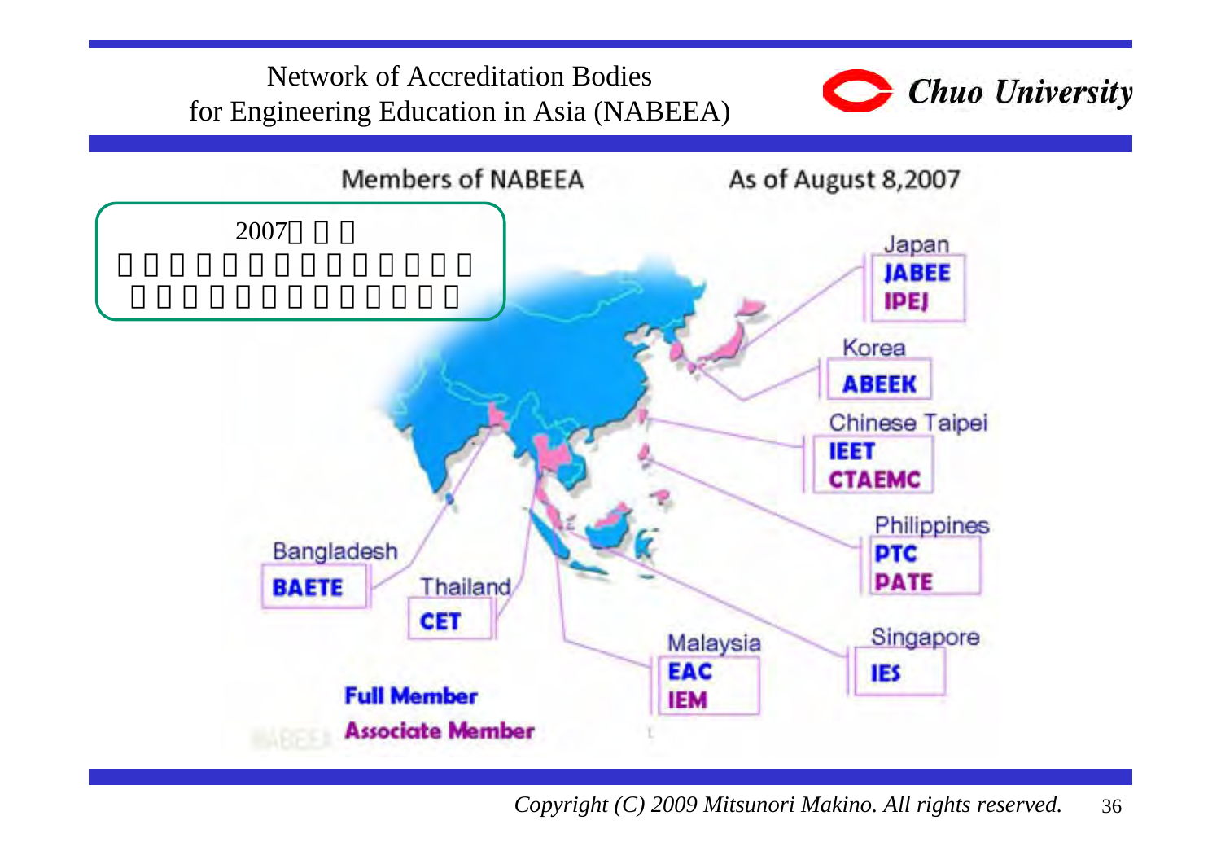# Network of Accreditation Bodies for Engineering Education in Asia (NABEEA)

Chuo University

Members of NABEEA

As of August 8,2007

2007

- Japan
  - **JABEE**
  - **IPEJ**
- Korea
  - **ABEEK**
- Chinese Taipei
  - **IEET**
  - **CTAEMC**
- Philippines
  - **PTC**
  - **PATE**
- Singapore
  - **IES**
- Malaysia
  - **EAC**
  - **IEM**
- Thailand
  - **CET**
- Bangladesh
  - **BAETE**

**Full Member**

**Associate Member**

*Copyright (C) 2009 Mitsunori Makino. All rights reserved.*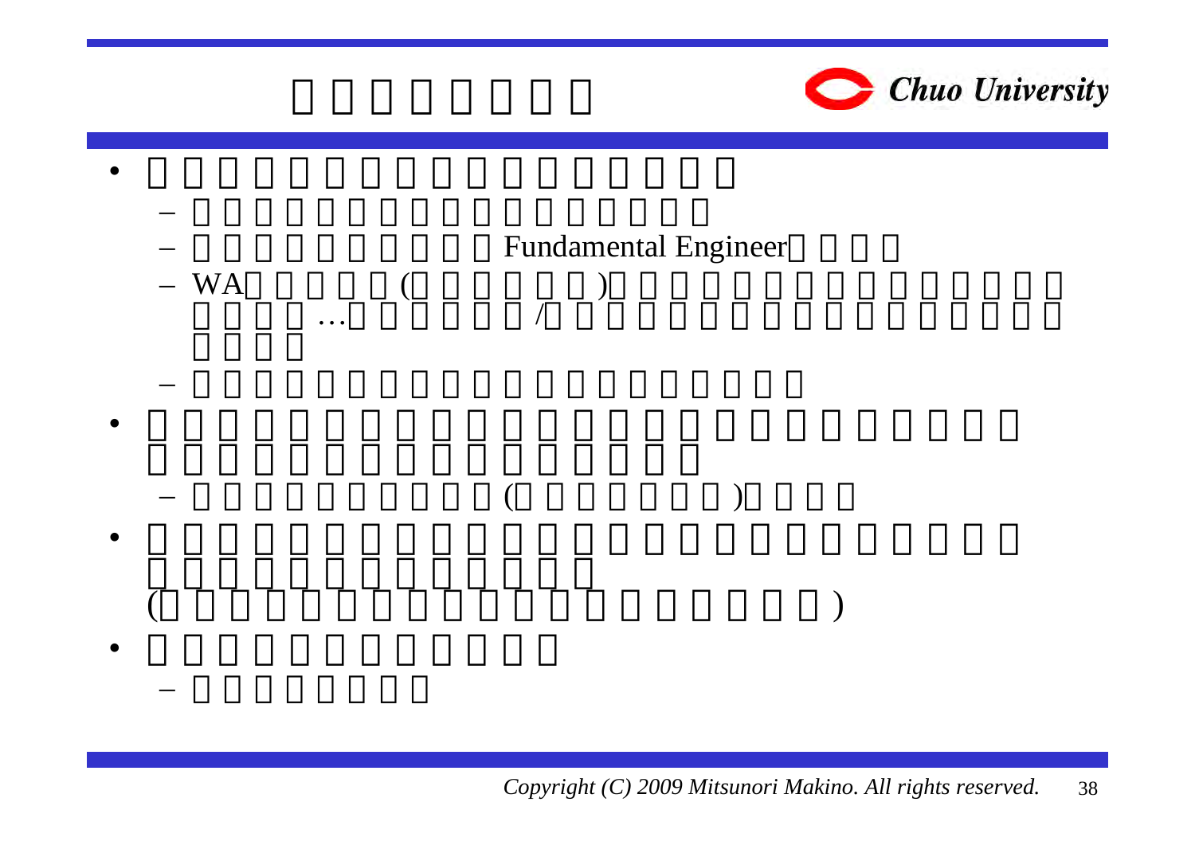- 
  - 
  - Fundamental Engineer
  - WA ( ) … /
  - 
- 
  - ( )
- 

  ( )
- 
  -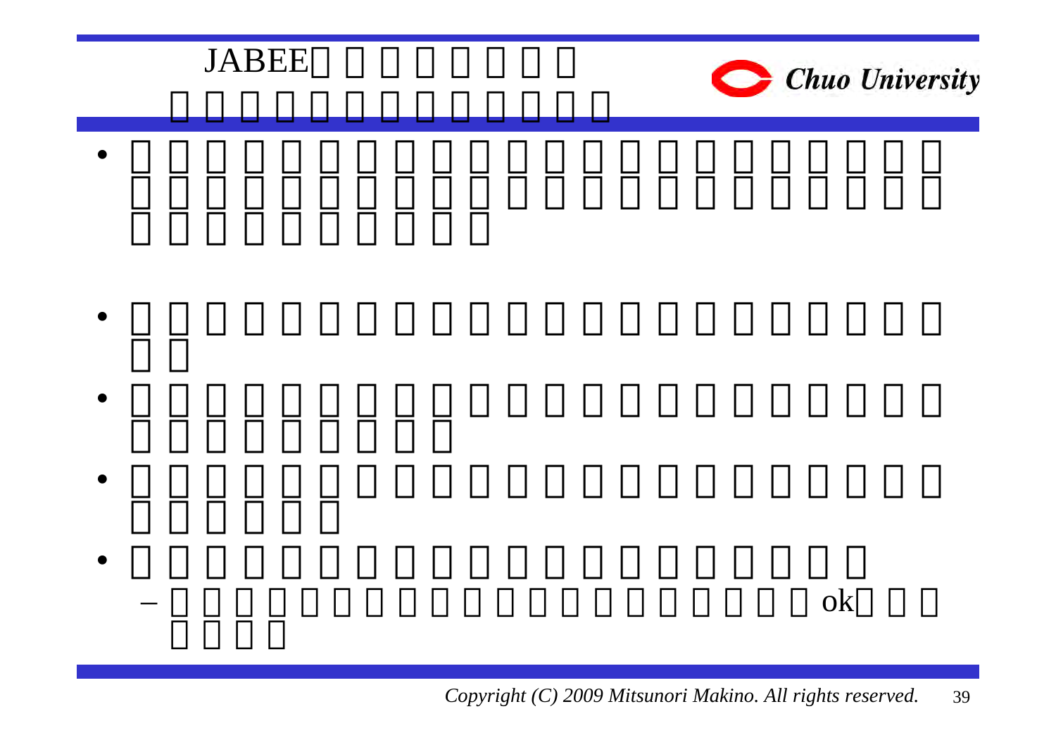# JABEE

- 
- 
- 
- 
- 
  - ok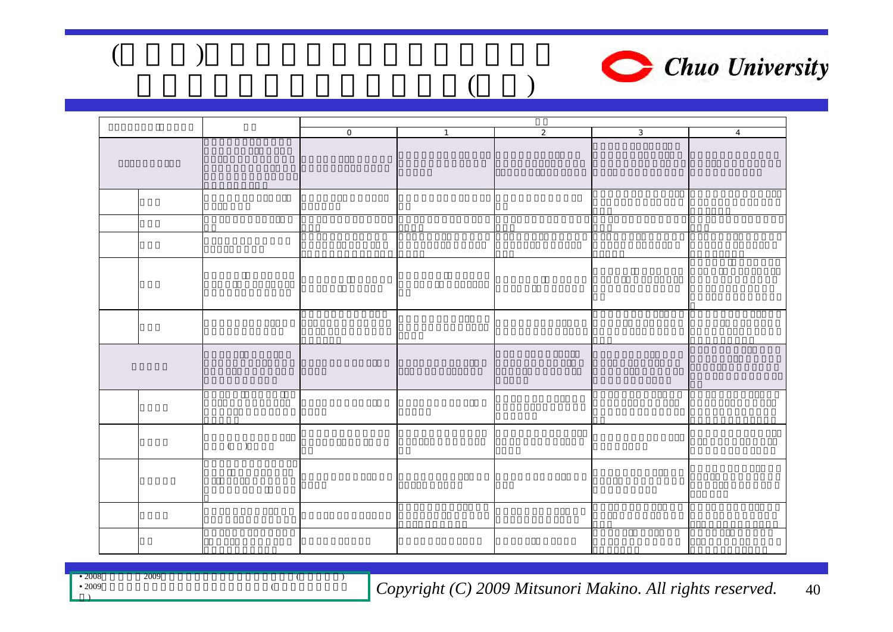| | | | | | | |
|---|---|---|---|---|---|---|
| | | 0 | 1 | 2 | 3 | 4 |
| | | | | | | |
| | | | | | | |
| | | | | | | |
| | | | | | | |
| | | | | | | |
| | | | | | | |
| | | | | | | |
| | | | | | | |
| | | | | | | |
| | | | | | | |
| | | | | | | |
| | | | | | | |

- 2008 2009 ( )
- 2009 (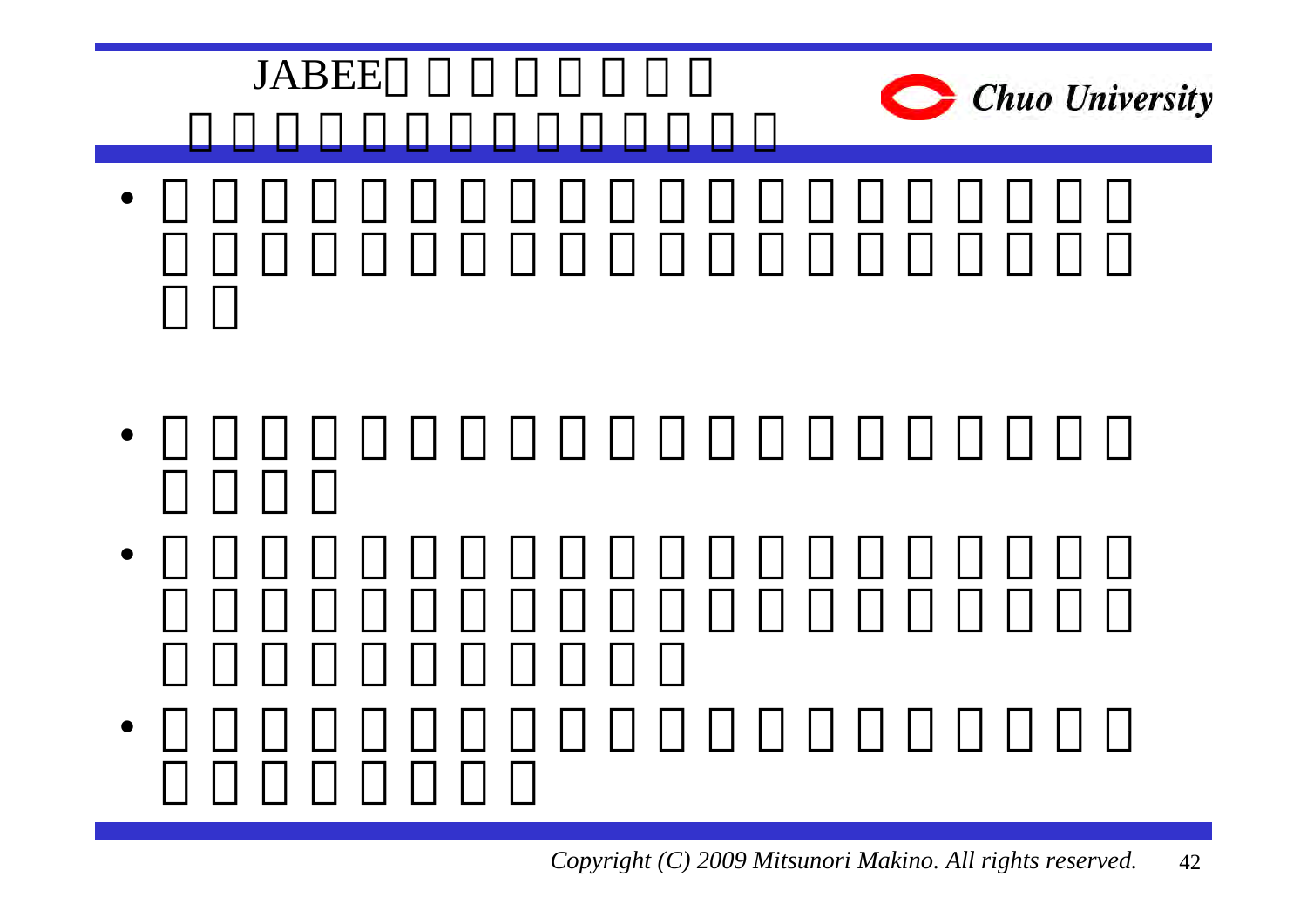# JABEE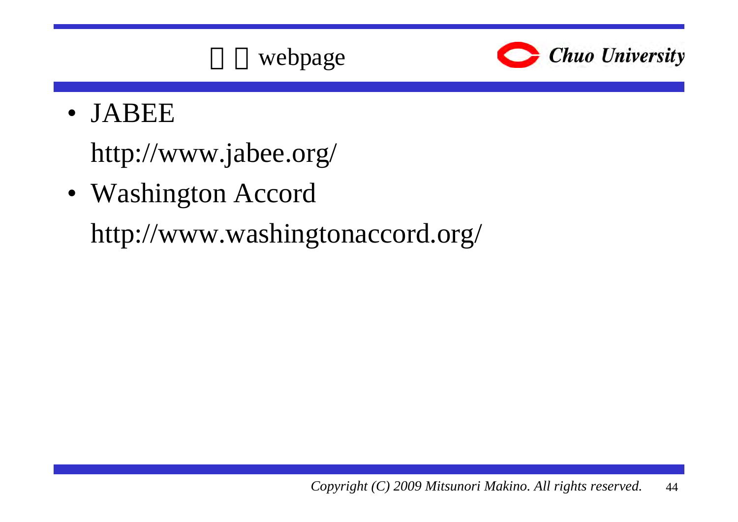# □□ webpage

- JABEE

  http://www.jabee.org/

- Washington Accord

  http://www.washingtonaccord.org/